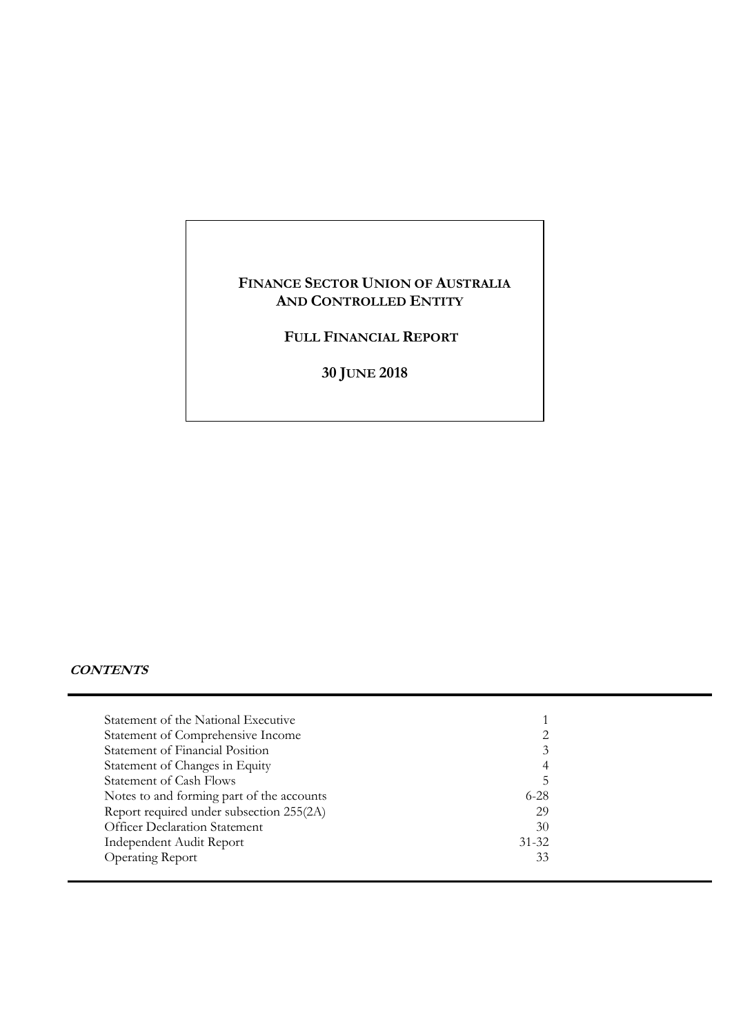# FINANCE SECTOR UNION OF AUSTRALIA AND CONTROLLED ENTITY

## FULL FINANCIAL REPORT

## 30 JUNE 2018

***CONTENTS***

| | |
|---|---|
| Statement of the National Executive | 1 |
| Statement of Comprehensive Income | 2 |
| Statement of Financial Position | 3 |
| Statement of Changes in Equity | 4 |
| Statement of Cash Flows | 5 |
| Notes to and forming part of the accounts | 6-28 |
| Report required under subsection 255(2A) | 29 |
| Officer Declaration Statement | 30 |
| Independent Audit Report | 31-32 |
| Operating Report | 33 |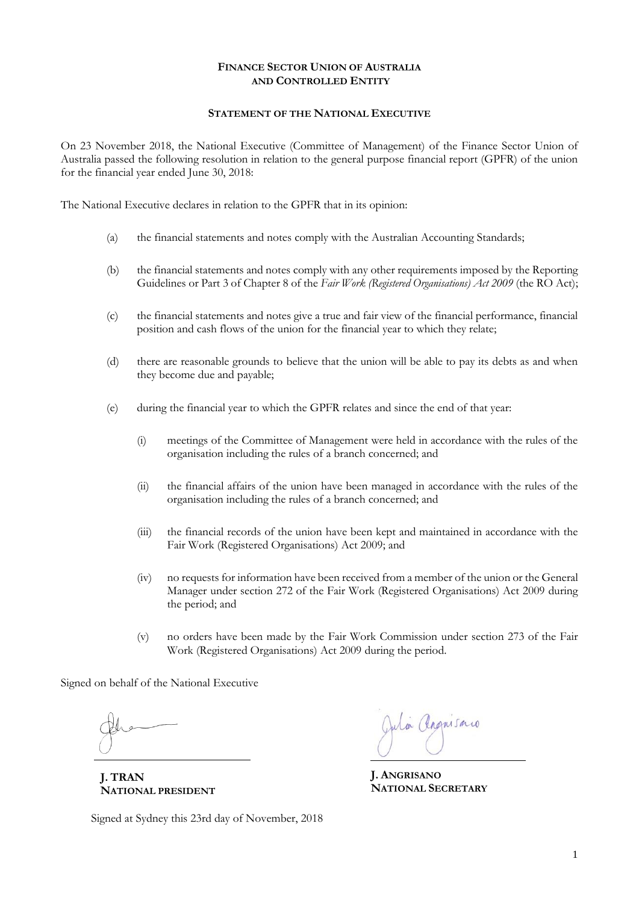**FINANCE SECTOR UNION OF AUSTRALIA**
**AND CONTROLLED ENTITY**

**STATEMENT OF THE NATIONAL EXECUTIVE**

On 23 November 2018, the National Executive (Committee of Management) of the Finance Sector Union of Australia passed the following resolution in relation to the general purpose financial report (GPFR) of the union for the financial year ended June 30, 2018:

The National Executive declares in relation to the GPFR that in its opinion:

(a) the financial statements and notes comply with the Australian Accounting Standards;

(b) the financial statements and notes comply with any other requirements imposed by the Reporting Guidelines or Part 3 of Chapter 8 of the *Fair Work (Registered Organisations) Act 2009* (the RO Act);

(c) the financial statements and notes give a true and fair view of the financial performance, financial position and cash flows of the union for the financial year to which they relate;

(d) there are reasonable grounds to believe that the union will be able to pay its debts as and when they become due and payable;

(e) during the financial year to which the GPFR relates and since the end of that year:

   (i) meetings of the Committee of Management were held in accordance with the rules of the organisation including the rules of a branch concerned; and

   (ii) the financial affairs of the union have been managed in accordance with the rules of the organisation including the rules of a branch concerned; and

   (iii) the financial records of the union have been kept and maintained in accordance with the Fair Work (Registered Organisations) Act 2009; and

   (iv) no requests for information have been received from a member of the union or the General Manager under section 272 of the Fair Work (Registered Organisations) Act 2009 during the period; and

   (v) no orders have been made by the Fair Work Commission under section 273 of the Fair Work (Registered Organisations) Act 2009 during the period.

Signed on behalf of the National Executive

**J. TRAN**
**NATIONAL PRESIDENT**

**J. ANGRISANO**
**NATIONAL SECRETARY**

Signed at Sydney this 23rd day of November, 2018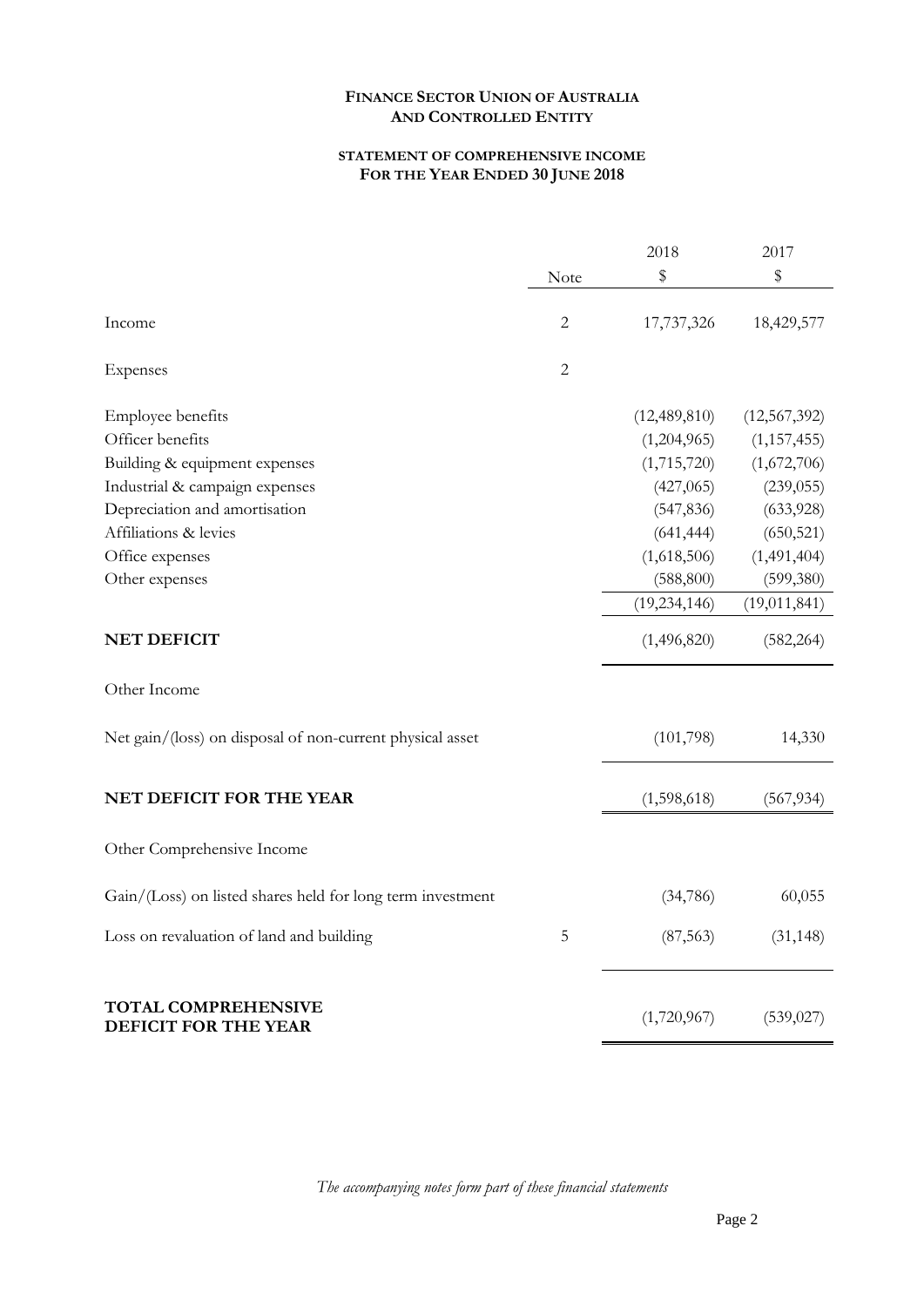**FINANCE SECTOR UNION OF AUSTRALIA**
**AND CONTROLLED ENTITY**

**STATEMENT OF COMPREHENSIVE INCOME**
**FOR THE YEAR ENDED 30 JUNE 2018**

| | Note | 2018<br>$ | 2017<br>$ |
|---|---|---|---|
| Income | 2 | 17,737,326 | 18,429,577 |
| Expenses | 2 | | |
| Employee benefits | | (12,489,810) | (12,567,392) |
| Officer benefits | | (1,204,965) | (1,157,455) |
| Building & equipment expenses | | (1,715,720) | (1,672,706) |
| Industrial & campaign expenses | | (427,065) | (239,055) |
| Depreciation and amortisation | | (547,836) | (633,928) |
| Affiliations & levies | | (641,444) | (650,521) |
| Office expenses | | (1,618,506) | (1,491,404) |
| Other expenses | | (588,800) | (599,380) |
| | | (19,234,146) | (19,011,841) |
| **NET DEFICIT** | | (1,496,820) | (582,264) |
| Other Income | | | |
| Net gain/(loss) on disposal of non-current physical asset | | (101,798) | 14,330 |
| **NET DEFICIT FOR THE YEAR** | | (1,598,618) | (567,934) |
| Other Comprehensive Income | | | |
| Gain/(Loss) on listed shares held for long term investment | | (34,786) | 60,055 |
| Loss on revaluation of land and building | 5 | (87,563) | (31,148) |
| **TOTAL COMPREHENSIVE DEFICIT FOR THE YEAR** | | (1,720,967) | (539,027) |

*The accompanying notes form part of these financial statements*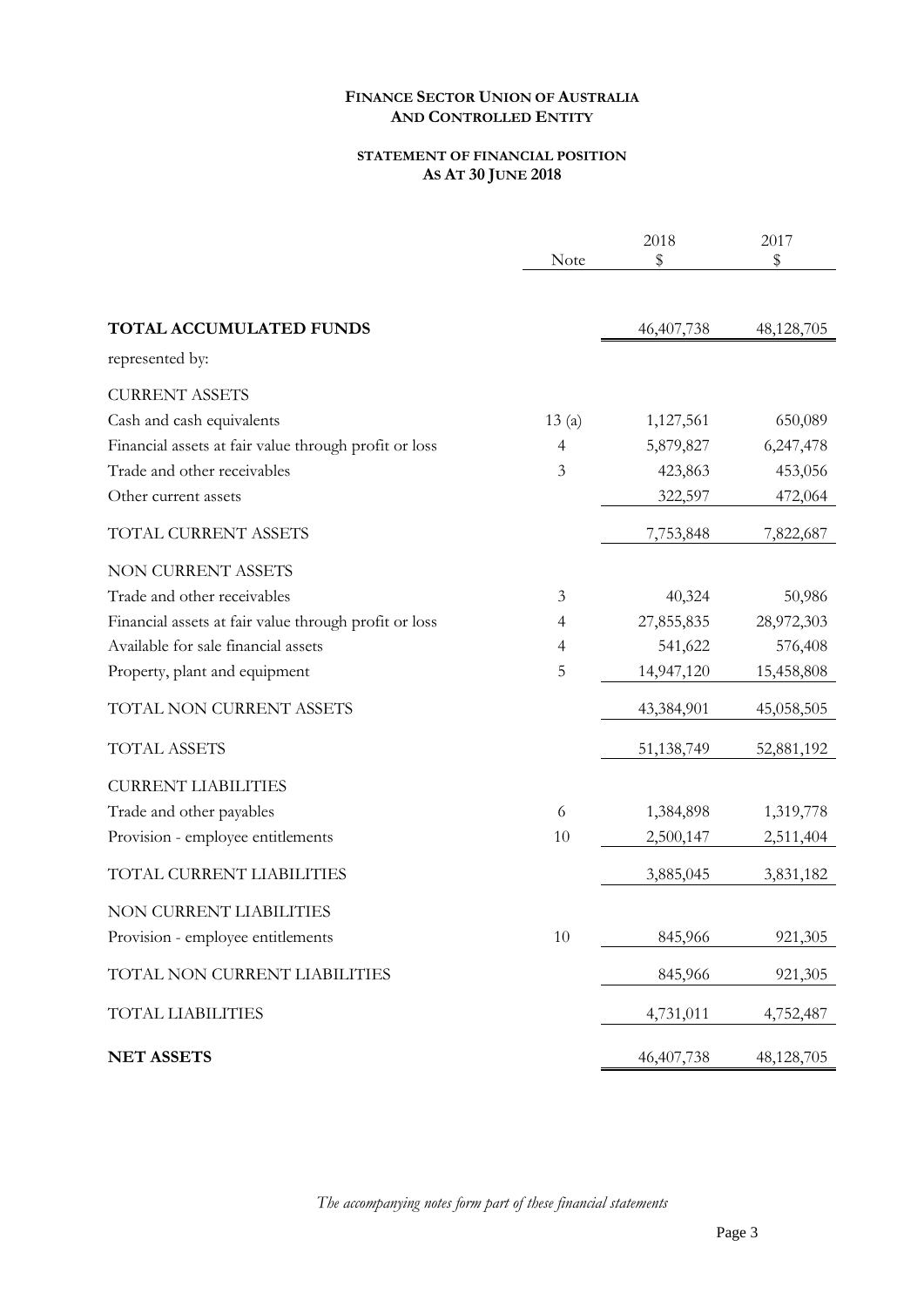**FINANCE SECTOR UNION OF AUSTRALIA AND CONTROLLED ENTITY**

**STATEMENT OF FINANCIAL POSITION AS AT 30 JUNE 2018**

| | Note | 2018 $ | 2017 $ |
|---|---|---|---|
| **TOTAL ACCUMULATED FUNDS** | | 46,407,738 | 48,128,705 |
| represented by: | | | |
| CURRENT ASSETS | | | |
| Cash and cash equivalents | 13 (a) | 1,127,561 | 650,089 |
| Financial assets at fair value through profit or loss | 4 | 5,879,827 | 6,247,478 |
| Trade and other receivables | 3 | 423,863 | 453,056 |
| Other current assets | | 322,597 | 472,064 |
| TOTAL CURRENT ASSETS | | 7,753,848 | 7,822,687 |
| NON CURRENT ASSETS | | | |
| Trade and other receivables | 3 | 40,324 | 50,986 |
| Financial assets at fair value through profit or loss | 4 | 27,855,835 | 28,972,303 |
| Available for sale financial assets | 4 | 541,622 | 576,408 |
| Property, plant and equipment | 5 | 14,947,120 | 15,458,808 |
| TOTAL NON CURRENT ASSETS | | 43,384,901 | 45,058,505 |
| TOTAL ASSETS | | 51,138,749 | 52,881,192 |
| CURRENT LIABILITIES | | | |
| Trade and other payables | 6 | 1,384,898 | 1,319,778 |
| Provision - employee entitlements | 10 | 2,500,147 | 2,511,404 |
| TOTAL CURRENT LIABILITIES | | 3,885,045 | 3,831,182 |
| NON CURRENT LIABILITIES | | | |
| Provision - employee entitlements | 10 | 845,966 | 921,305 |
| TOTAL NON CURRENT LIABILITIES | | 845,966 | 921,305 |
| TOTAL LIABILITIES | | 4,731,011 | 4,752,487 |
| **NET ASSETS** | | 46,407,738 | 48,128,705 |

*The accompanying notes form part of these financial statements*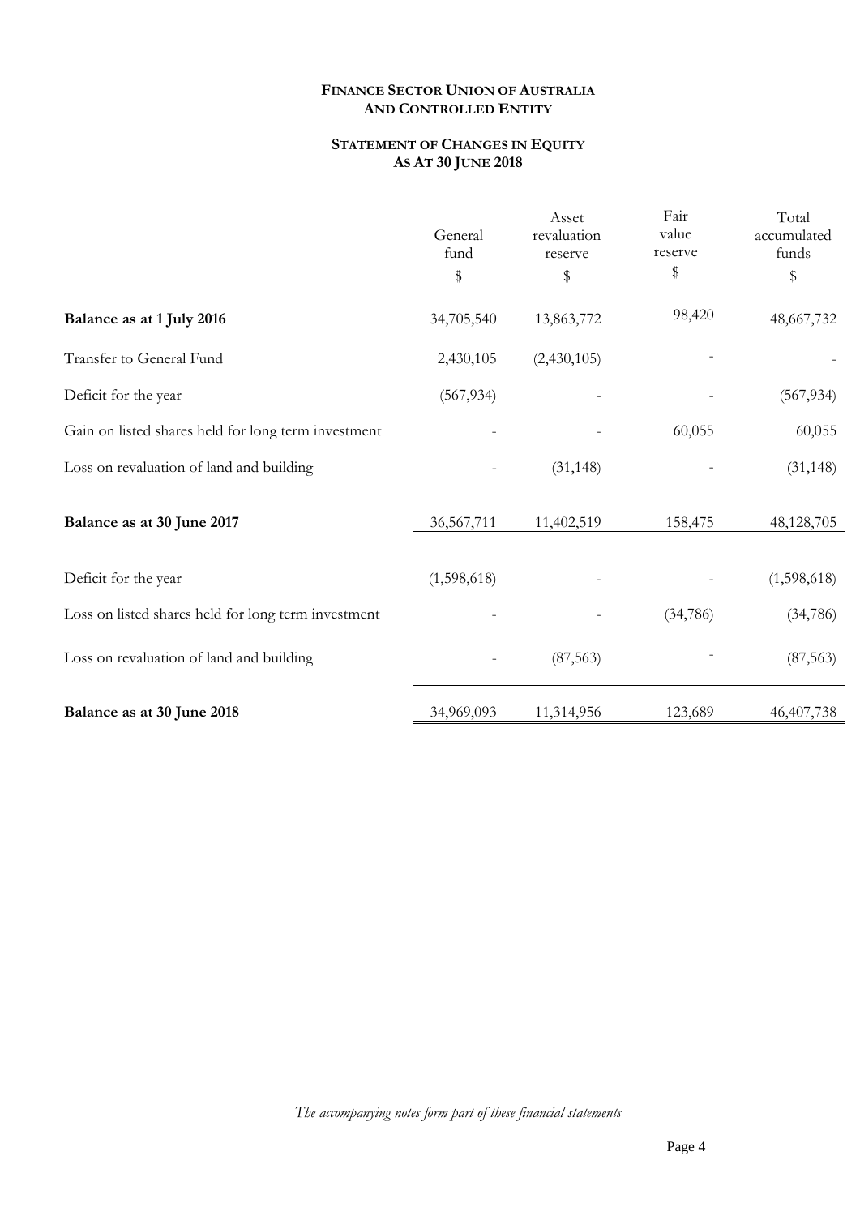**FINANCE SECTOR UNION OF AUSTRALIA**
**AND CONTROLLED ENTITY**

**STATEMENT OF CHANGES IN EQUITY**
**AS AT 30 JUNE 2018**

| | General fund | Asset revaluation reserve | Fair value reserve | Total accumulated funds |
|---|---|---|---|---|
| | $ | $ | $ | $ |
| **Balance as at 1 July 2016** | 34,705,540 | 13,863,772 | 98,420 | 48,667,732 |
| Transfer to General Fund | 2,430,105 | (2,430,105) | - | - |
| Deficit for the year | (567,934) | - | - | (567,934) |
| Gain on listed shares held for long term investment | - | - | 60,055 | 60,055 |
| Loss on revaluation of land and building | - | (31,148) | - | (31,148) |
| **Balance as at 30 June 2017** | 36,567,711 | 11,402,519 | 158,475 | 48,128,705 |
| Deficit for the year | (1,598,618) | - | - | (1,598,618) |
| Loss on listed shares held for long term investment | - | - | (34,786) | (34,786) |
| Loss on revaluation of land and building | - | (87,563) | - | (87,563) |
| **Balance as at 30 June 2018** | 34,969,093 | 11,314,956 | 123,689 | 46,407,738 |

*The accompanying notes form part of these financial statements*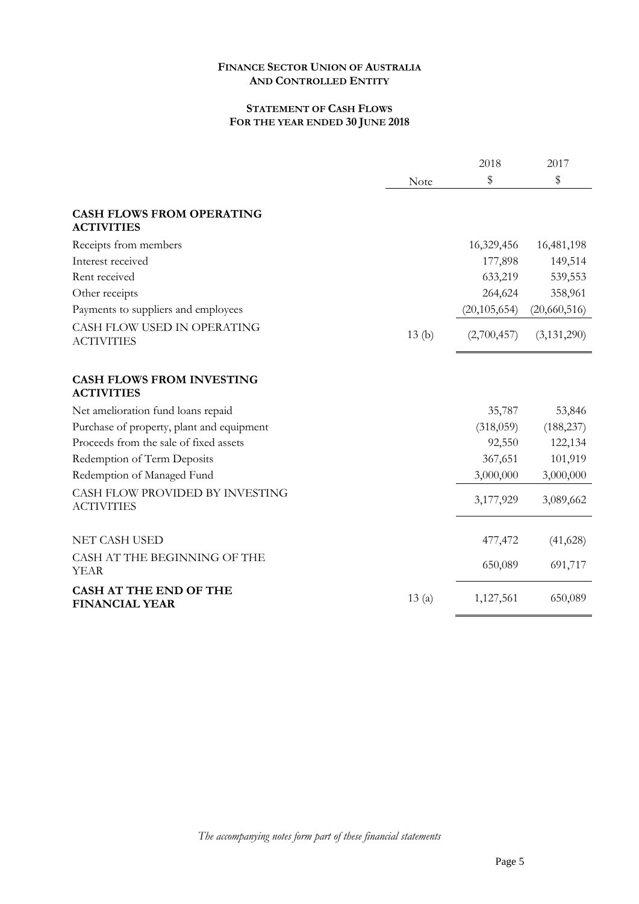**FINANCE SECTOR UNION OF AUSTRALIA**
**AND CONTROLLED ENTITY**

**STATEMENT OF CASH FLOWS**
**FOR THE YEAR ENDED 30 JUNE 2018**

| | Note | 2018 $ | 2017 $ |
|---|---|---|---|
| **CASH FLOWS FROM OPERATING ACTIVITIES** | | | |
| Receipts from members | | 16,329,456 | 16,481,198 |
| Interest received | | 177,898 | 149,514 |
| Rent received | | 633,219 | 539,553 |
| Other receipts | | 264,624 | 358,961 |
| Payments to suppliers and employees | | (20,105,654) | (20,660,516) |
| CASH FLOW USED IN OPERATING ACTIVITIES | 13 (b) | (2,700,457) | (3,131,290) |
| **CASH FLOWS FROM INVESTING ACTIVITIES** | | | |
| Net amelioration fund loans repaid | | 35,787 | 53,846 |
| Purchase of property, plant and equipment | | (318,059) | (188,237) |
| Proceeds from the sale of fixed assets | | 92,550 | 122,134 |
| Redemption of Term Deposits | | 367,651 | 101,919 |
| Redemption of Managed Fund | | 3,000,000 | 3,000,000 |
| CASH FLOW PROVIDED BY INVESTING ACTIVITIES | | 3,177,929 | 3,089,662 |
| NET CASH USED | | 477,472 | (41,628) |
| CASH AT THE BEGINNING OF THE YEAR | | 650,089 | 691,717 |
| **CASH AT THE END OF THE FINANCIAL YEAR** | 13 (a) | 1,127,561 | 650,089 |

*The accompanying notes form part of these financial statements*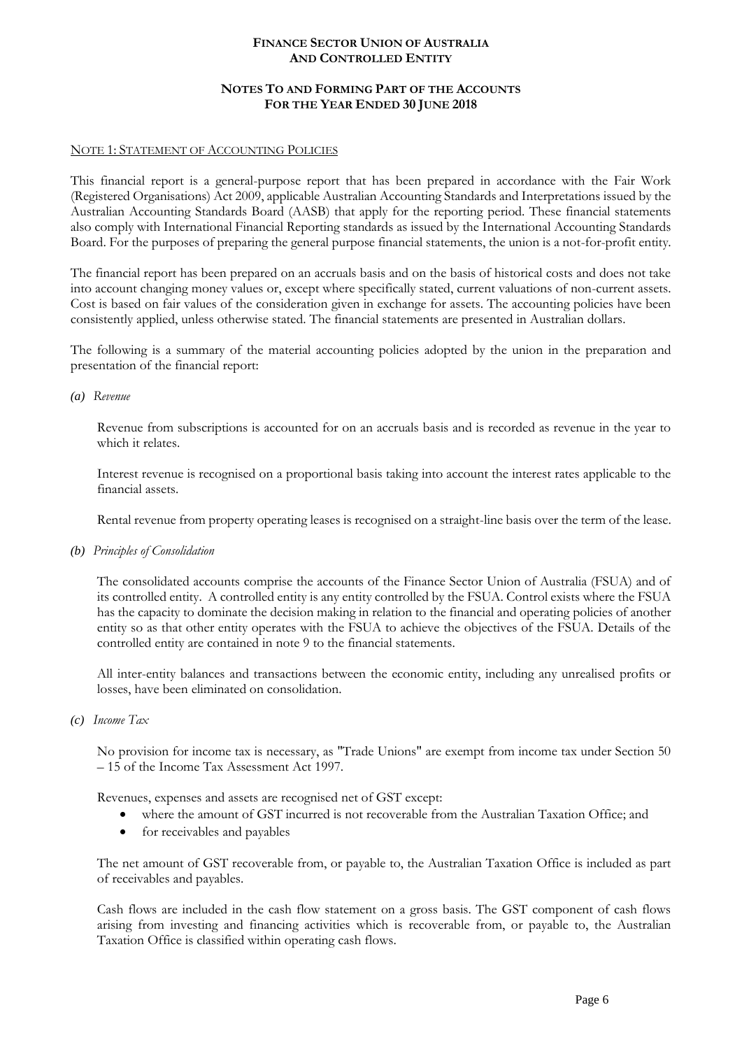**FINANCE SECTOR UNION OF AUSTRALIA AND CONTROLLED ENTITY**

**NOTES TO AND FORMING PART OF THE ACCOUNTS FOR THE YEAR ENDED 30 JUNE 2018**

NOTE 1: STATEMENT OF ACCOUNTING POLICIES

This financial report is a general-purpose report that has been prepared in accordance with the Fair Work (Registered Organisations) Act 2009, applicable Australian Accounting Standards and Interpretations issued by the Australian Accounting Standards Board (AASB) that apply for the reporting period. These financial statements also comply with International Financial Reporting standards as issued by the International Accounting Standards Board. For the purposes of preparing the general purpose financial statements, the union is a not-for-profit entity.

The financial report has been prepared on an accruals basis and on the basis of historical costs and does not take into account changing money values or, except where specifically stated, current valuations of non-current assets. Cost is based on fair values of the consideration given in exchange for assets. The accounting policies have been consistently applied, unless otherwise stated. The financial statements are presented in Australian dollars.

The following is a summary of the material accounting policies adopted by the union in the preparation and presentation of the financial report:

*(a) Revenue*

Revenue from subscriptions is accounted for on an accruals basis and is recorded as revenue in the year to which it relates.

Interest revenue is recognised on a proportional basis taking into account the interest rates applicable to the financial assets.

Rental revenue from property operating leases is recognised on a straight-line basis over the term of the lease.

*(b) Principles of Consolidation*

The consolidated accounts comprise the accounts of the Finance Sector Union of Australia (FSUA) and of its controlled entity. A controlled entity is any entity controlled by the FSUA. Control exists where the FSUA has the capacity to dominate the decision making in relation to the financial and operating policies of another entity so as that other entity operates with the FSUA to achieve the objectives of the FSUA. Details of the controlled entity are contained in note 9 to the financial statements.

All inter-entity balances and transactions between the economic entity, including any unrealised profits or losses, have been eliminated on consolidation.

*(c) Income Tax*

No provision for income tax is necessary, as "Trade Unions" are exempt from income tax under Section 50 – 15 of the Income Tax Assessment Act 1997.

Revenues, expenses and assets are recognised net of GST except:

- where the amount of GST incurred is not recoverable from the Australian Taxation Office; and
- for receivables and payables

The net amount of GST recoverable from, or payable to, the Australian Taxation Office is included as part of receivables and payables.

Cash flows are included in the cash flow statement on a gross basis. The GST component of cash flows arising from investing and financing activities which is recoverable from, or payable to, the Australian Taxation Office is classified within operating cash flows.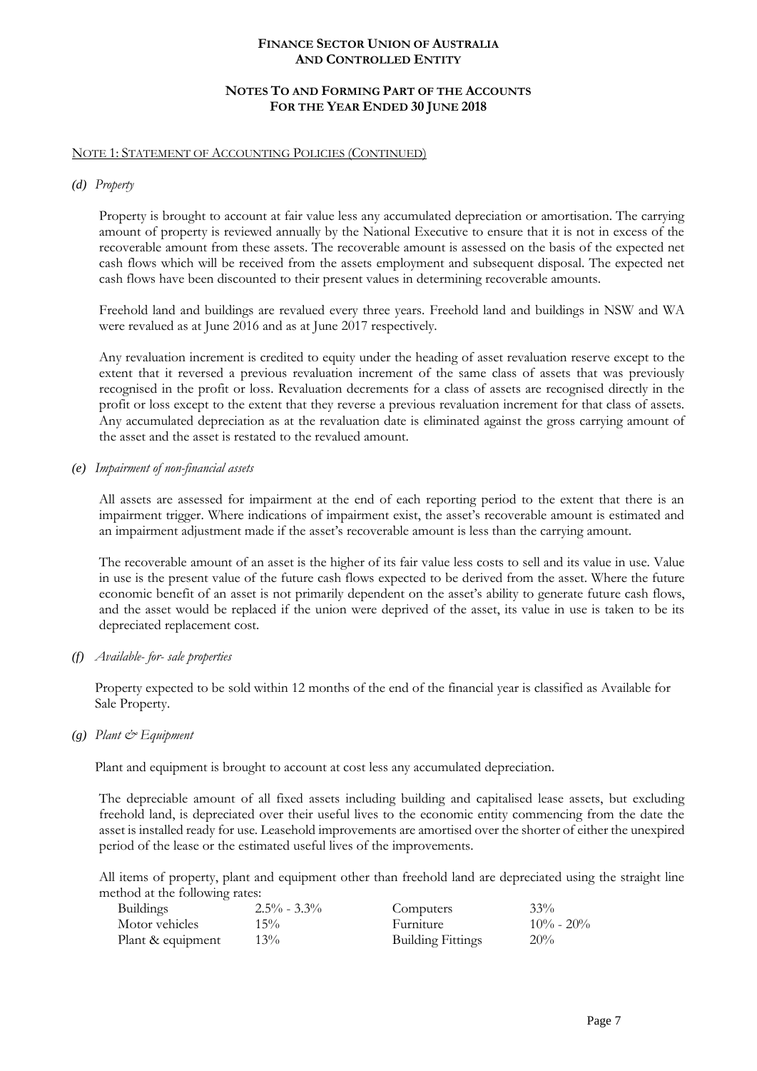NOTE 1: STATEMENT OF ACCOUNTING POLICIES (CONTINUED)

*(d) Property*

Property is brought to account at fair value less any accumulated depreciation or amortisation. The carrying amount of property is reviewed annually by the National Executive to ensure that it is not in excess of the recoverable amount from these assets. The recoverable amount is assessed on the basis of the expected net cash flows which will be received from the assets employment and subsequent disposal. The expected net cash flows have been discounted to their present values in determining recoverable amounts.

Freehold land and buildings are revalued every three years. Freehold land and buildings in NSW and WA were revalued as at June 2016 and as at June 2017 respectively.

Any revaluation increment is credited to equity under the heading of asset revaluation reserve except to the extent that it reversed a previous revaluation increment of the same class of assets that was previously recognised in the profit or loss. Revaluation decrements for a class of assets are recognised directly in the profit or loss except to the extent that they reverse a previous revaluation increment for that class of assets. Any accumulated depreciation as at the revaluation date is eliminated against the gross carrying amount of the asset and the asset is restated to the revalued amount.

*(e) Impairment of non-financial assets*

All assets are assessed for impairment at the end of each reporting period to the extent that there is an impairment trigger. Where indications of impairment exist, the asset's recoverable amount is estimated and an impairment adjustment made if the asset's recoverable amount is less than the carrying amount.

The recoverable amount of an asset is the higher of its fair value less costs to sell and its value in use. Value in use is the present value of the future cash flows expected to be derived from the asset. Where the future economic benefit of an asset is not primarily dependent on the asset's ability to generate future cash flows, and the asset would be replaced if the union were deprived of the asset, its value in use is taken to be its depreciated replacement cost.

*(f) Available- for- sale properties*

Property expected to be sold within 12 months of the end of the financial year is classified as Available for Sale Property.

*(g) Plant & Equipment*

Plant and equipment is brought to account at cost less any accumulated depreciation.

The depreciable amount of all fixed assets including building and capitalised lease assets, but excluding freehold land, is depreciated over their useful lives to the economic entity commencing from the date the asset is installed ready for use. Leasehold improvements are amortised over the shorter of either the unexpired period of the lease or the estimated useful lives of the improvements.

All items of property, plant and equipment other than freehold land are depreciated using the straight line method at the following rates:

| | | | |
|---|---|---|---|
| Buildings | 2.5% - 3.3% | Computers | 33% |
| Motor vehicles | 15% | Furniture | 10% - 20% |
| Plant & equipment | 13% | Building Fittings | 20% |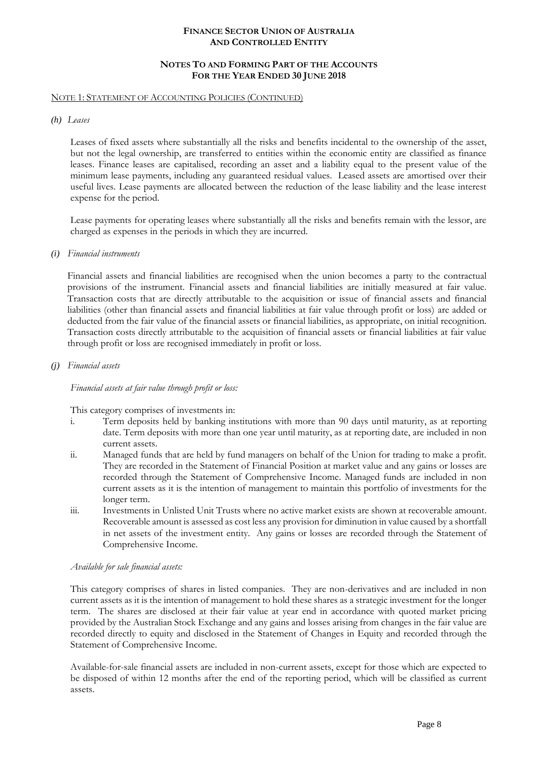NOTE 1: STATEMENT OF ACCOUNTING POLICIES (CONTINUED)

*(h) Leases*

Leases of fixed assets where substantially all the risks and benefits incidental to the ownership of the asset, but not the legal ownership, are transferred to entities within the economic entity are classified as finance leases. Finance leases are capitalised, recording an asset and a liability equal to the present value of the minimum lease payments, including any guaranteed residual values. Leased assets are amortised over their useful lives. Lease payments are allocated between the reduction of the lease liability and the lease interest expense for the period.

Lease payments for operating leases where substantially all the risks and benefits remain with the lessor, are charged as expenses in the periods in which they are incurred.

*(i) Financial instruments*

Financial assets and financial liabilities are recognised when the union becomes a party to the contractual provisions of the instrument. Financial assets and financial liabilities are initially measured at fair value. Transaction costs that are directly attributable to the acquisition or issue of financial assets and financial liabilities (other than financial assets and financial liabilities at fair value through profit or loss) are added or deducted from the fair value of the financial assets or financial liabilities, as appropriate, on initial recognition. Transaction costs directly attributable to the acquisition of financial assets or financial liabilities at fair value through profit or loss are recognised immediately in profit or loss.

*(j) Financial assets*

*Financial assets at fair value through profit or loss:*

This category comprises of investments in:

i. Term deposits held by banking institutions with more than 90 days until maturity, as at reporting date. Term deposits with more than one year until maturity, as at reporting date, are included in non current assets.
ii. Managed funds that are held by fund managers on behalf of the Union for trading to make a profit. They are recorded in the Statement of Financial Position at market value and any gains or losses are recorded through the Statement of Comprehensive Income. Managed funds are included in non current assets as it is the intention of management to maintain this portfolio of investments for the longer term.
iii. Investments in Unlisted Unit Trusts where no active market exists are shown at recoverable amount. Recoverable amount is assessed as cost less any provision for diminution in value caused by a shortfall in net assets of the investment entity. Any gains or losses are recorded through the Statement of Comprehensive Income.

*Available for sale financial assets:*

This category comprises of shares in listed companies. They are non-derivatives and are included in non current assets as it is the intention of management to hold these shares as a strategic investment for the longer term. The shares are disclosed at their fair value at year end in accordance with quoted market pricing provided by the Australian Stock Exchange and any gains and losses arising from changes in the fair value are recorded directly to equity and disclosed in the Statement of Changes in Equity and recorded through the Statement of Comprehensive Income.

Available-for-sale financial assets are included in non-current assets, except for those which are expected to be disposed of within 12 months after the end of the reporting period, which will be classified as current assets.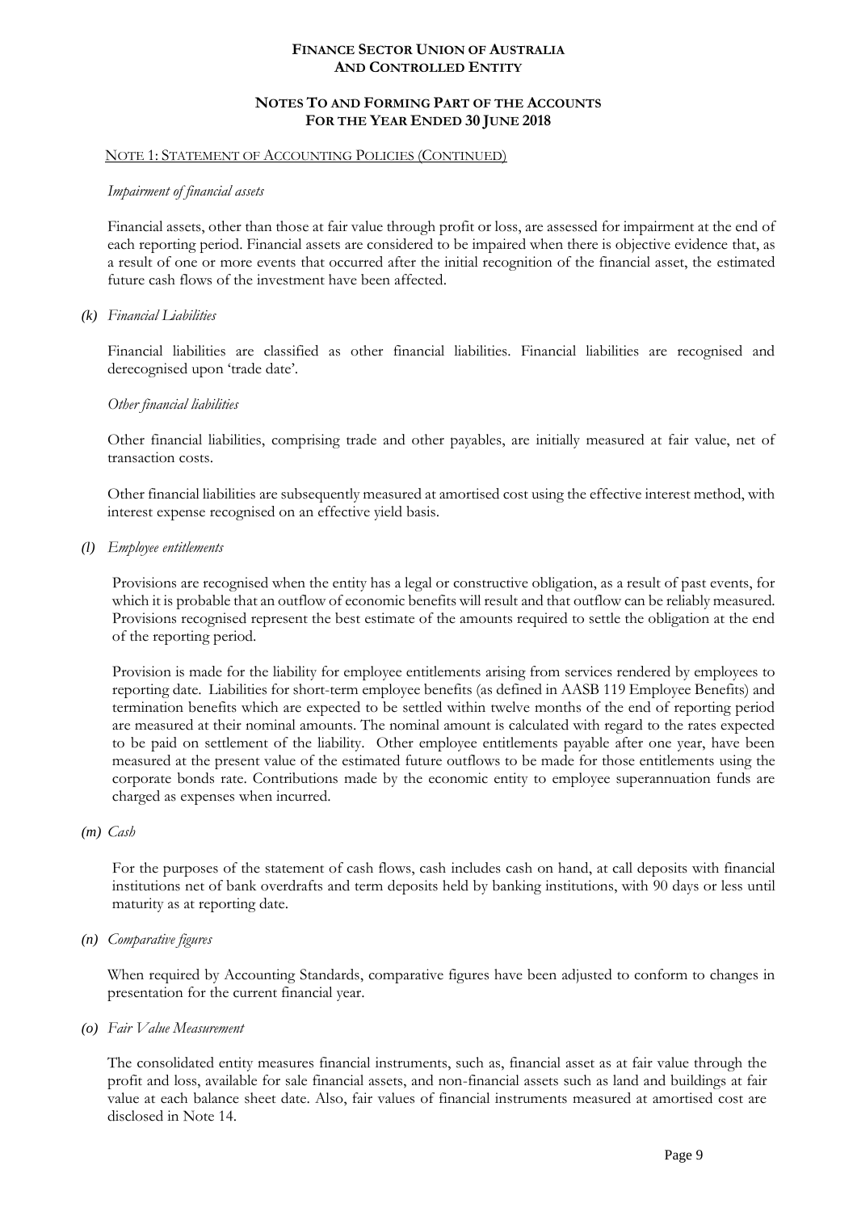NOTE 1: STATEMENT OF ACCOUNTING POLICIES (CONTINUED)

*Impairment of financial assets*

Financial assets, other than those at fair value through profit or loss, are assessed for impairment at the end of each reporting period. Financial assets are considered to be impaired when there is objective evidence that, as a result of one or more events that occurred after the initial recognition of the financial asset, the estimated future cash flows of the investment have been affected.

*(k) Financial Liabilities*

Financial liabilities are classified as other financial liabilities. Financial liabilities are recognised and derecognised upon 'trade date'.

*Other financial liabilities*

Other financial liabilities, comprising trade and other payables, are initially measured at fair value, net of transaction costs.

Other financial liabilities are subsequently measured at amortised cost using the effective interest method, with interest expense recognised on an effective yield basis.

*(l) Employee entitlements*

Provisions are recognised when the entity has a legal or constructive obligation, as a result of past events, for which it is probable that an outflow of economic benefits will result and that outflow can be reliably measured. Provisions recognised represent the best estimate of the amounts required to settle the obligation at the end of the reporting period.

Provision is made for the liability for employee entitlements arising from services rendered by employees to reporting date. Liabilities for short-term employee benefits (as defined in AASB 119 Employee Benefits) and termination benefits which are expected to be settled within twelve months of the end of reporting period are measured at their nominal amounts. The nominal amount is calculated with regard to the rates expected to be paid on settlement of the liability. Other employee entitlements payable after one year, have been measured at the present value of the estimated future outflows to be made for those entitlements using the corporate bonds rate. Contributions made by the economic entity to employee superannuation funds are charged as expenses when incurred.

*(m) Cash*

For the purposes of the statement of cash flows, cash includes cash on hand, at call deposits with financial institutions net of bank overdrafts and term deposits held by banking institutions, with 90 days or less until maturity as at reporting date.

*(n) Comparative figures*

When required by Accounting Standards, comparative figures have been adjusted to conform to changes in presentation for the current financial year.

*(o) Fair Value Measurement*

The consolidated entity measures financial instruments, such as, financial asset as at fair value through the profit and loss, available for sale financial assets, and non-financial assets such as land and buildings at fair value at each balance sheet date. Also, fair values of financial instruments measured at amortised cost are disclosed in Note 14.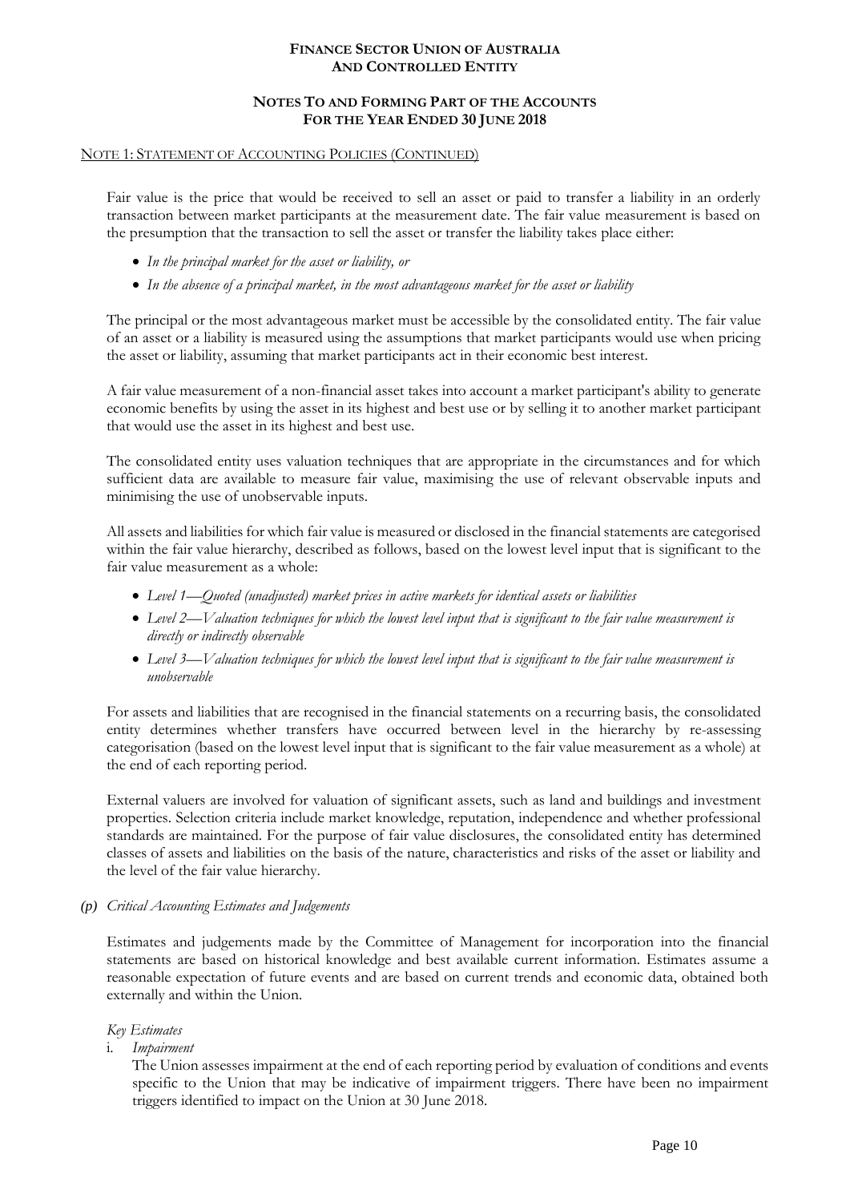# FINANCE SECTOR UNION OF AUSTRALIA AND CONTROLLED ENTITY

## NOTES TO AND FORMING PART OF THE ACCOUNTS FOR THE YEAR ENDED 30 JUNE 2018

NOTE 1: STATEMENT OF ACCOUNTING POLICIES (CONTINUED)

Fair value is the price that would be received to sell an asset or paid to transfer a liability in an orderly transaction between market participants at the measurement date. The fair value measurement is based on the presumption that the transaction to sell the asset or transfer the liability takes place either:

- *In the principal market for the asset or liability, or*
- *In the absence of a principal market, in the most advantageous market for the asset or liability*

The principal or the most advantageous market must be accessible by the consolidated entity. The fair value of an asset or a liability is measured using the assumptions that market participants would use when pricing the asset or liability, assuming that market participants act in their economic best interest.

A fair value measurement of a non-financial asset takes into account a market participant's ability to generate economic benefits by using the asset in its highest and best use or by selling it to another market participant that would use the asset in its highest and best use.

The consolidated entity uses valuation techniques that are appropriate in the circumstances and for which sufficient data are available to measure fair value, maximising the use of relevant observable inputs and minimising the use of unobservable inputs.

All assets and liabilities for which fair value is measured or disclosed in the financial statements are categorised within the fair value hierarchy, described as follows, based on the lowest level input that is significant to the fair value measurement as a whole:

- *Level 1—Quoted (unadjusted) market prices in active markets for identical assets or liabilities*
- *Level 2—Valuation techniques for which the lowest level input that is significant to the fair value measurement is directly or indirectly observable*
- *Level 3—Valuation techniques for which the lowest level input that is significant to the fair value measurement is unobservable*

For assets and liabilities that are recognised in the financial statements on a recurring basis, the consolidated entity determines whether transfers have occurred between level in the hierarchy by re-assessing categorisation (based on the lowest level input that is significant to the fair value measurement as a whole) at the end of each reporting period.

External valuers are involved for valuation of significant assets, such as land and buildings and investment properties. Selection criteria include market knowledge, reputation, independence and whether professional standards are maintained. For the purpose of fair value disclosures, the consolidated entity has determined classes of assets and liabilities on the basis of the nature, characteristics and risks of the asset or liability and the level of the fair value hierarchy.

***(p)*** *Critical Accounting Estimates and Judgements*

Estimates and judgements made by the Committee of Management for incorporation into the financial statements are based on historical knowledge and best available current information. Estimates assume a reasonable expectation of future events and are based on current trends and economic data, obtained both externally and within the Union.

*Key Estimates*

i. *Impairment*

The Union assesses impairment at the end of each reporting period by evaluation of conditions and events specific to the Union that may be indicative of impairment triggers. There have been no impairment triggers identified to impact on the Union at 30 June 2018.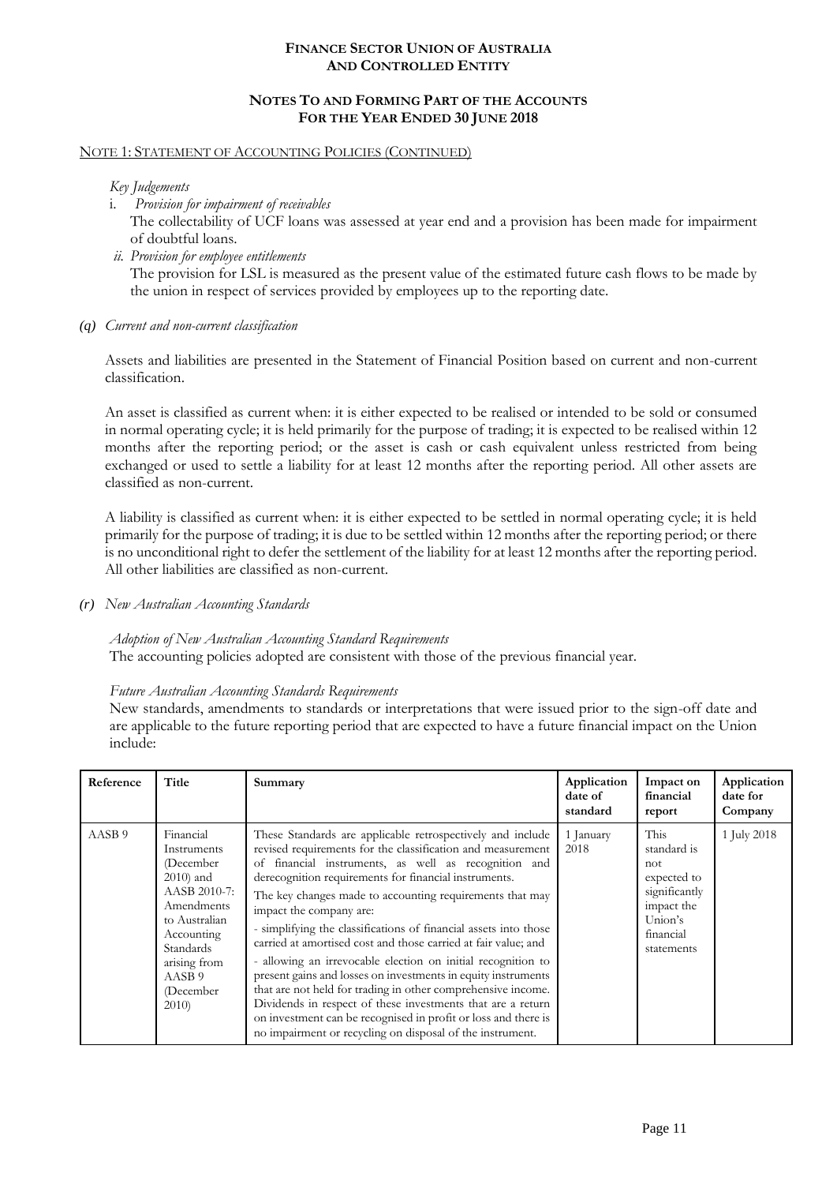NOTE 1: STATEMENT OF ACCOUNTING POLICIES (CONTINUED)

*Key Judgements*

i. *Provision for impairment of receivables*
The collectability of UCF loans was assessed at year end and a provision has been made for impairment of doubtful loans.

ii. *Provision for employee entitlements*
The provision for LSL is measured as the present value of the estimated future cash flows to be made by the union in respect of services provided by employees up to the reporting date.

*(q) Current and non-current classification*

Assets and liabilities are presented in the Statement of Financial Position based on current and non-current classification.

An asset is classified as current when: it is either expected to be realised or intended to be sold or consumed in normal operating cycle; it is held primarily for the purpose of trading; it is expected to be realised within 12 months after the reporting period; or the asset is cash or cash equivalent unless restricted from being exchanged or used to settle a liability for at least 12 months after the reporting period. All other assets are classified as non-current.

A liability is classified as current when: it is either expected to be settled in normal operating cycle; it is held primarily for the purpose of trading; it is due to be settled within 12 months after the reporting period; or there is no unconditional right to defer the settlement of the liability for at least 12 months after the reporting period. All other liabilities are classified as non-current.

*(r) New Australian Accounting Standards*

*Adoption of New Australian Accounting Standard Requirements*
The accounting policies adopted are consistent with those of the previous financial year.

*Future Australian Accounting Standards Requirements*
New standards, amendments to standards or interpretations that were issued prior to the sign-off date and are applicable to the future reporting period that are expected to have a future financial impact on the Union include:

| Reference | Title | Summary | Application date of standard | Impact on financial report | Application date for Company |
|---|---|---|---|---|---|
| AASB 9 | Financial Instruments (December 2010) and AASB 2010-7: Amendments to Australian Accounting Standards arising from AASB 9 (December 2010) | These Standards are applicable retrospectively and include revised requirements for the classification and measurement of financial instruments, as well as recognition and derecognition requirements for financial instruments.<br>The key changes made to accounting requirements that may impact the company are:<br>- simplifying the classifications of financial assets into those carried at amortised cost and those carried at fair value; and<br>- allowing an irrevocable election on initial recognition to present gains and losses on investments in equity instruments that are not held for trading in other comprehensive income. Dividends in respect of these investments that are a return on investment can be recognised in profit or loss and there is no impairment or recycling on disposal of the instrument. | 1 January 2018 | This standard is not expected to significantly impact the Union's financial statements | 1 July 2018 |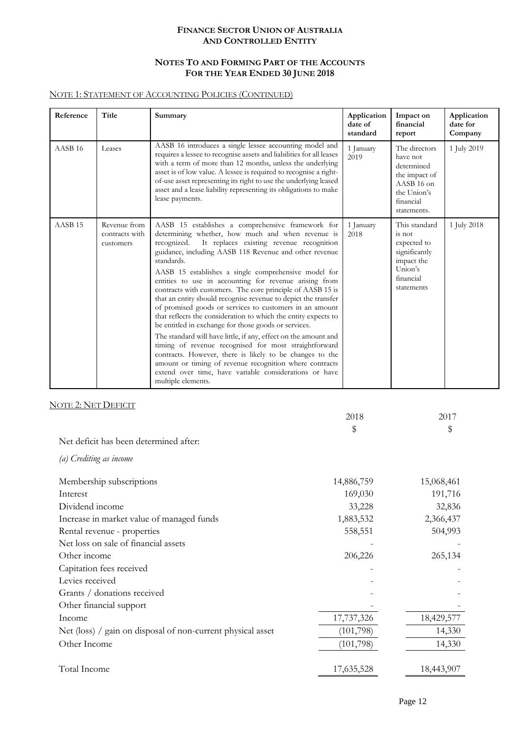# FINANCE SECTOR UNION OF AUSTRALIA AND CONTROLLED ENTITY

## NOTES TO AND FORMING PART OF THE ACCOUNTS FOR THE YEAR ENDED 30 JUNE 2018

### NOTE 1: STATEMENT OF ACCOUNTING POLICIES (CONTINUED)

| Reference | Title | Summary | Application date of standard | Impact on financial report | Application date for Company |
|---|---|---|---|---|---|
| AASB 16 | Leases | AASB 16 introduces a single lessee accounting model and requires a lessee to recognise assets and liabilities for all leases with a term of more than 12 months, unless the underlying asset is of low value. A lessee is required to recognise a right-of-use asset representing its right to use the underlying leased asset and a lease liability representing its obligations to make lease payments. | 1 January 2019 | The directors have not determined the impact of AASB 16 on the Union's financial statements. | 1 July 2019 |
| AASB 15 | Revenue from contracts with customers | AASB 15 establishes a comprehensive framework for determining whether, how much and when revenue is recognized. It replaces existing revenue recognition guidance, including AASB 118 Revenue and other revenue standards.<br><br>AASB 15 establishes a single comprehensive model for entities to use in accounting for revenue arising from contracts with customers. The core principle of AASB 15 is that an entity should recognise revenue to depict the transfer of promised goods or services to customers in an amount that reflects the consideration to which the entity expects to be entitled in exchange for those goods or services.<br><br>The standard will have little, if any, effect on the amount and timing of revenue recognised for most straightforward contracts. However, there is likely to be changes to the amount or timing of revenue recognition where contracts extend over time, have variable considerations or have multiple elements. | 1 January 2018 | This standard is not expected to significantly impact the Union's financial statements | 1 July 2018 |

### NOTE 2: NET DEFICIT

| | 2018 | 2017 |
|---|---|---|
| | $ | $ |
| Net deficit has been determined after: | | |
| *(a) Crediting as income* | | |
| Membership subscriptions | 14,886,759 | 15,068,461 |
| Interest | 169,030 | 191,716 |
| Dividend income | 33,228 | 32,836 |
| Increase in market value of managed funds | 1,883,532 | 2,366,437 |
| Rental revenue - properties | 558,551 | 504,993 |
| Net loss on sale of financial assets | - | - |
| Other income | 206,226 | 265,134 |
| Capitation fees received | - | - |
| Levies received | - | - |
| Grants / donations received | - | - |
| Other financial support | - | - |
| Income | 17,737,326 | 18,429,577 |
| Net (loss) / gain on disposal of non-current physical asset | (101,798) | 14,330 |
| Other Income | (101,798) | 14,330 |
| Total Income | 17,635,528 | 18,443,907 |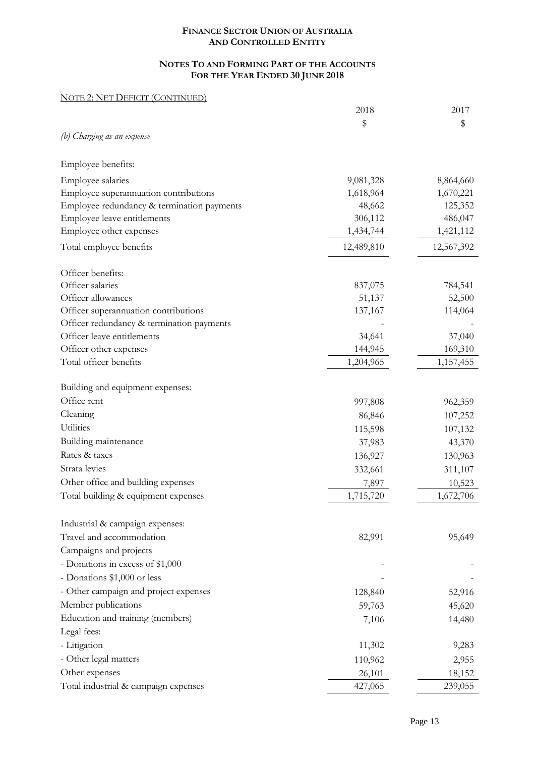**FINANCE SECTOR UNION OF AUSTRALIA**
**AND CONTROLLED ENTITY**

**NOTES TO AND FORMING PART OF THE ACCOUNTS**
**FOR THE YEAR ENDED 30 JUNE 2018**

NOTE 2: NET DEFICIT (CONTINUED)

| | 2018 | 2017 |
|---|---|---|
| | $ | $ |
| *(b) Charging as an expense* | | |
| | | |
| Employee benefits: | | |
| Employee salaries | 9,081,328 | 8,864,660 |
| Employee superannuation contributions | 1,618,964 | 1,670,221 |
| Employee redundancy & termination payments | 48,662 | 125,352 |
| Employee leave entitlements | 306,112 | 486,047 |
| Employee other expenses | 1,434,744 | 1,421,112 |
| Total employee benefits | 12,489,810 | 12,567,392 |
| | | |
| Officer benefits: | | |
| Officer salaries | 837,075 | 784,541 |
| Officer allowances | 51,137 | 52,500 |
| Officer superannuation contributions | 137,167 | 114,064 |
| Officer redundancy & termination payments | - | - |
| Officer leave entitlements | 34,641 | 37,040 |
| Officer other expenses | 144,945 | 169,310 |
| Total officer benefits | 1,204,965 | 1,157,455 |
| | | |
| Building and equipment expenses: | | |
| Office rent | 997,808 | 962,359 |
| Cleaning | 86,846 | 107,252 |
| Utilities | 115,598 | 107,132 |
| Building maintenance | 37,983 | 43,370 |
| Rates & taxes | 136,927 | 130,963 |
| Strata levies | 332,661 | 311,107 |
| Other office and building expenses | 7,897 | 10,523 |
| Total building & equipment expenses | 1,715,720 | 1,672,706 |
| | | |
| Industrial & campaign expenses: | | |
| Travel and accommodation | 82,991 | 95,649 |
| Campaigns and projects | | |
| - Donations in excess of $1,000 | - | - |
| - Donations $1,000 or less | - | - |
| - Other campaign and project expenses | 128,840 | 52,916 |
| Member publications | 59,763 | 45,620 |
| Education and training (members) | 7,106 | 14,480 |
| Legal fees: | | |
| - Litigation | 11,302 | 9,283 |
| - Other legal matters | 110,962 | 2,955 |
| Other expenses | 26,101 | 18,152 |
| Total industrial & campaign expenses | 427,065 | 239,055 |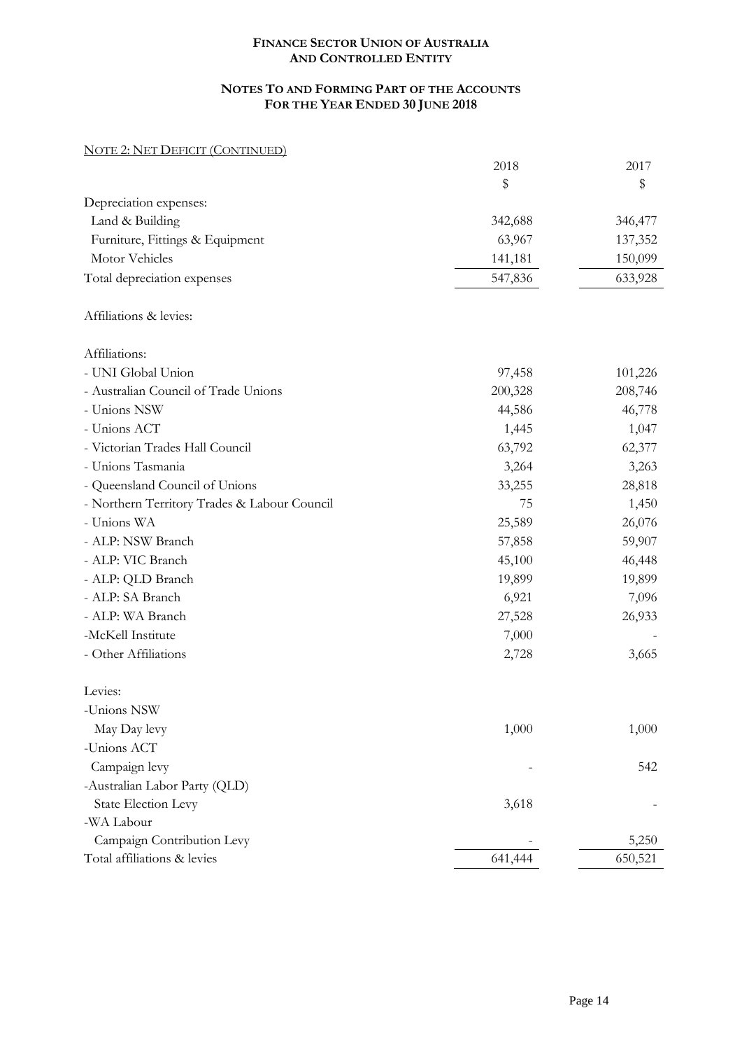**Finance Sector Union of Australia and Controlled Entity**

**Notes To and Forming Part of the Accounts for the Year Ended 30 June 2018**

Note 2: Net Deficit (Continued)

| | 2018 | 2017 |
|---|---|---|
| | $ | $ |
| Depreciation expenses: | | |
| Land & Building | 342,688 | 346,477 |
| Furniture, Fittings & Equipment | 63,967 | 137,352 |
| Motor Vehicles | 141,181 | 150,099 |
| Total depreciation expenses | 547,836 | 633,928 |
| | | |
| Affiliations & levies: | | |
| | | |
| Affiliations: | | |
| - UNI Global Union | 97,458 | 101,226 |
| - Australian Council of Trade Unions | 200,328 | 208,746 |
| - Unions NSW | 44,586 | 46,778 |
| - Unions ACT | 1,445 | 1,047 |
| - Victorian Trades Hall Council | 63,792 | 62,377 |
| - Unions Tasmania | 3,264 | 3,263 |
| - Queensland Council of Unions | 33,255 | 28,818 |
| - Northern Territory Trades & Labour Council | 75 | 1,450 |
| - Unions WA | 25,589 | 26,076 |
| - ALP: NSW Branch | 57,858 | 59,907 |
| - ALP: VIC Branch | 45,100 | 46,448 |
| - ALP: QLD Branch | 19,899 | 19,899 |
| - ALP: SA Branch | 6,921 | 7,096 |
| - ALP: WA Branch | 27,528 | 26,933 |
| -McKell Institute | 7,000 | - |
| - Other Affiliations | 2,728 | 3,665 |
| | | |
| Levies: | | |
| -Unions NSW | | |
| May Day levy | 1,000 | 1,000 |
| -Unions ACT | | |
| Campaign levy | - | 542 |
| -Australian Labor Party (QLD) | | |
| State Election Levy | 3,618 | - |
| -WA Labour | | |
| Campaign Contribution Levy | - | 5,250 |
| Total affiliations & levies | 641,444 | 650,521 |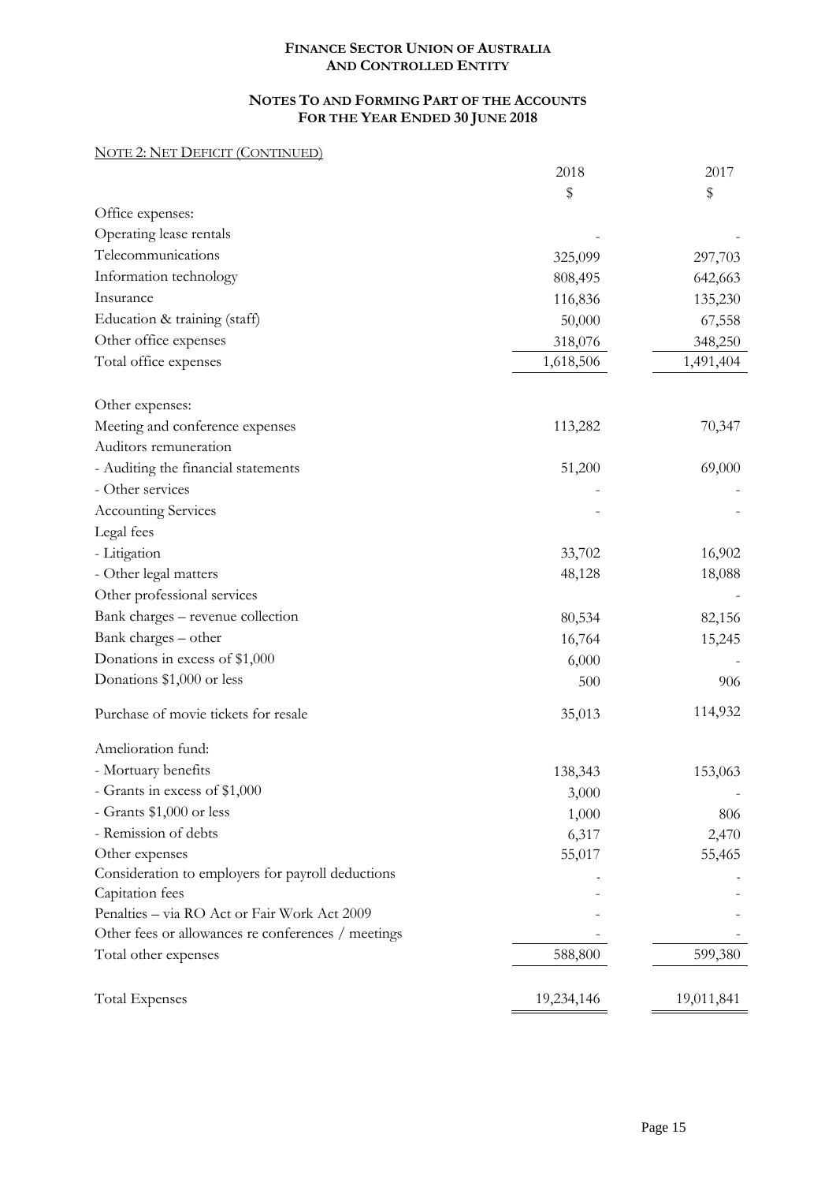**FINANCE SECTOR UNION OF AUSTRALIA**
**AND CONTROLLED ENTITY**

**NOTES TO AND FORMING PART OF THE ACCOUNTS**
**FOR THE YEAR ENDED 30 JUNE 2018**

NOTE 2: NET DEFICIT (CONTINUED)

| | 2018 | 2017 |
|---|---|---|
| | $ | $ |
| Office expenses: | | |
| Operating lease rentals | - | - |
| Telecommunications | 325,099 | 297,703 |
| Information technology | 808,495 | 642,663 |
| Insurance | 116,836 | 135,230 |
| Education & training (staff) | 50,000 | 67,558 |
| Other office expenses | 318,076 | 348,250 |
| Total office expenses | 1,618,506 | 1,491,404 |
| | | |
| Other expenses: | | |
| Meeting and conference expenses | 113,282 | 70,347 |
| Auditors remuneration | | |
| - Auditing the financial statements | 51,200 | 69,000 |
| - Other services | - | - |
| Accounting Services | - | - |
| Legal fees | | |
| - Litigation | 33,702 | 16,902 |
| - Other legal matters | 48,128 | 18,088 |
| Other professional services | | - |
| Bank charges – revenue collection | 80,534 | 82,156 |
| Bank charges – other | 16,764 | 15,245 |
| Donations in excess of $1,000 | 6,000 | - |
| Donations $1,000 or less | 500 | 906 |
| Purchase of movie tickets for resale | 35,013 | 114,932 |
| Amelioration fund: | | |
| - Mortuary benefits | 138,343 | 153,063 |
| - Grants in excess of $1,000 | 3,000 | - |
| - Grants $1,000 or less | 1,000 | 806 |
| - Remission of debts | 6,317 | 2,470 |
| Other expenses | 55,017 | 55,465 |
| Consideration to employers for payroll deductions | - | - |
| Capitation fees | - | - |
| Penalties – via RO Act or Fair Work Act 2009 | - | - |
| Other fees or allowances re conferences / meetings | - | - |
| Total other expenses | 588,800 | 599,380 |
| | | |
| Total Expenses | 19,234,146 | 19,011,841 |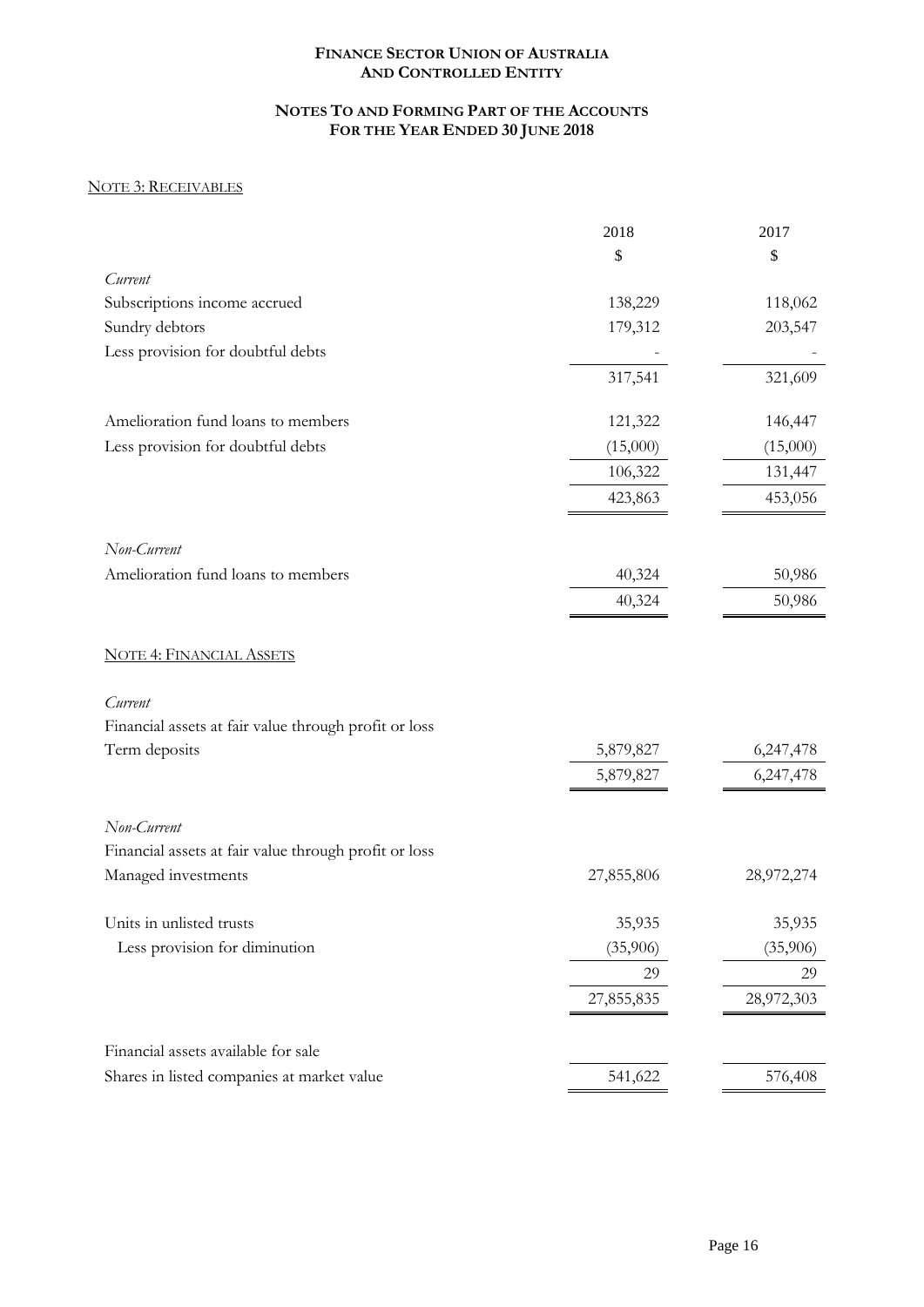**FINANCE SECTOR UNION OF AUSTRALIA**
**AND CONTROLLED ENTITY**

**NOTES TO AND FORMING PART OF THE ACCOUNTS**
**FOR THE YEAR ENDED 30 JUNE 2018**

## NOTE 3: RECEIVABLES

| | 2018 | 2017 |
|---|---|---|
| | $ | $ |
| *Current* | | |
| Subscriptions income accrued | 138,229 | 118,062 |
| Sundry debtors | 179,312 | 203,547 |
| Less provision for doubtful debts | - | - |
| | 317,541 | 321,609 |
| | | |
| Amelioration fund loans to members | 121,322 | 146,447 |
| Less provision for doubtful debts | (15,000) | (15,000) |
| | 106,322 | 131,447 |
| | 423,863 | 453,056 |
| | | |
| *Non-Current* | | |
| Amelioration fund loans to members | 40,324 | 50,986 |
| | 40,324 | 50,986 |

## NOTE 4: FINANCIAL ASSETS

| | 2018 | 2017 |
|---|---|---|
| *Current* | | |
| Financial assets at fair value through profit or loss | | |
| Term deposits | 5,879,827 | 6,247,478 |
| | 5,879,827 | 6,247,478 |
| | | |
| *Non-Current* | | |
| Financial assets at fair value through profit or loss | | |
| Managed investments | 27,855,806 | 28,972,274 |
| | | |
| Units in unlisted trusts | 35,935 | 35,935 |
| Less provision for diminution | (35,906) | (35,906) |
| | 29 | 29 |
| | 27,855,835 | 28,972,303 |
| | | |
| Financial assets available for sale | | |
| Shares in listed companies at market value | 541,622 | 576,408 |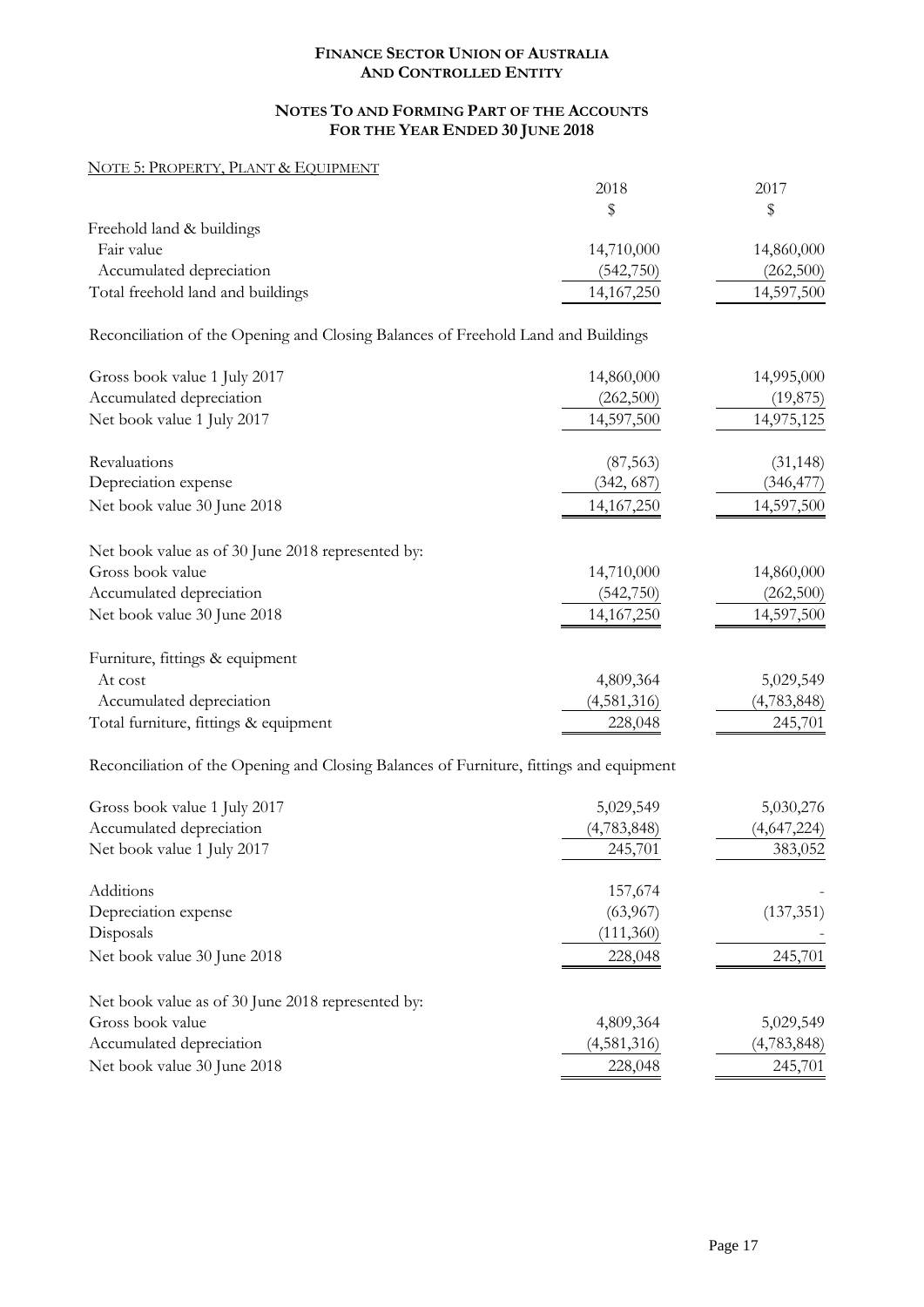**FINANCE SECTOR UNION OF AUSTRALIA AND CONTROLLED ENTITY**

**NOTES TO AND FORMING PART OF THE ACCOUNTS FOR THE YEAR ENDED 30 JUNE 2018**

NOTE 5: PROPERTY, PLANT & EQUIPMENT

| | 2018 | 2017 |
|---|---|---|
| | $ | $ |
| Freehold land & buildings | | |
| Fair value | 14,710,000 | 14,860,000 |
| Accumulated depreciation | (542,750) | (262,500) |
| Total freehold land and buildings | 14,167,250 | 14,597,500 |

Reconciliation of the Opening and Closing Balances of Freehold Land and Buildings

| | 2018 | 2017 |
|---|---|---|
| Gross book value 1 July 2017 | 14,860,000 | 14,995,000 |
| Accumulated depreciation | (262,500) | (19,875) |
| Net book value 1 July 2017 | 14,597,500 | 14,975,125 |
| Revaluations | (87,563) | (31,148) |
| Depreciation expense | (342, 687) | (346,477) |
| Net book value 30 June 2018 | 14,167,250 | 14,597,500 |
| Net book value as of 30 June 2018 represented by: | | |
| Gross book value | 14,710,000 | 14,860,000 |
| Accumulated depreciation | (542,750) | (262,500) |
| Net book value 30 June 2018 | 14,167,250 | 14,597,500 |

| | 2018 | 2017 |
|---|---|---|
| Furniture, fittings & equipment | | |
| At cost | 4,809,364 | 5,029,549 |
| Accumulated depreciation | (4,581,316) | (4,783,848) |
| Total furniture, fittings & equipment | 228,048 | 245,701 |

Reconciliation of the Opening and Closing Balances of Furniture, fittings and equipment

| | 2018 | 2017 |
|---|---|---|
| Gross book value 1 July 2017 | 5,029,549 | 5,030,276 |
| Accumulated depreciation | (4,783,848) | (4,647,224) |
| Net book value 1 July 2017 | 245,701 | 383,052 |
| Additions | 157,674 | - |
| Depreciation expense | (63,967) | (137,351) |
| Disposals | (111,360) | - |
| Net book value 30 June 2018 | 228,048 | 245,701 |
| Net book value as of 30 June 2018 represented by: | | |
| Gross book value | 4,809,364 | 5,029,549 |
| Accumulated depreciation | (4,581,316) | (4,783,848) |
| Net book value 30 June 2018 | 228,048 | 245,701 |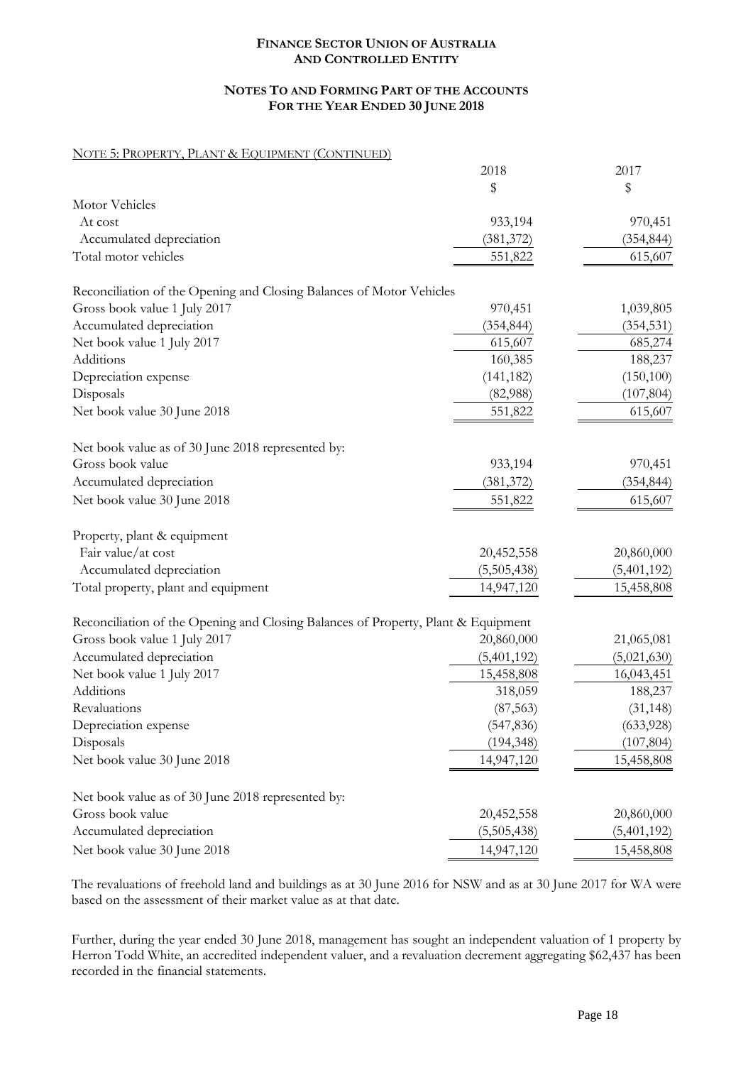# FINANCE SECTOR UNION OF AUSTRALIA AND CONTROLLED ENTITY

## NOTES TO AND FORMING PART OF THE ACCOUNTS FOR THE YEAR ENDED 30 JUNE 2018

NOTE 5: PROPERTY, PLANT & EQUIPMENT (CONTINUED)

| | 2018 | 2017 |
|---|---|---|
| | $ | $ |
| Motor Vehicles | | |
| At cost | 933,194 | 970,451 |
| Accumulated depreciation | (381,372) | (354,844) |
| Total motor vehicles | 551,822 | 615,607 |
| | | |
| Reconciliation of the Opening and Closing Balances of Motor Vehicles | | |
| Gross book value 1 July 2017 | 970,451 | 1,039,805 |
| Accumulated depreciation | (354,844) | (354,531) |
| Net book value 1 July 2017 | 615,607 | 685,274 |
| Additions | 160,385 | 188,237 |
| Depreciation expense | (141,182) | (150,100) |
| Disposals | (82,988) | (107,804) |
| Net book value 30 June 2018 | 551,822 | 615,607 |
| | | |
| Net book value as of 30 June 2018 represented by: | | |
| Gross book value | 933,194 | 970,451 |
| Accumulated depreciation | (381,372) | (354,844) |
| Net book value 30 June 2018 | 551,822 | 615,607 |
| | | |
| Property, plant & equipment | | |
| Fair value/at cost | 20,452,558 | 20,860,000 |
| Accumulated depreciation | (5,505,438) | (5,401,192) |
| Total property, plant and equipment | 14,947,120 | 15,458,808 |
| | | |
| Reconciliation of the Opening and Closing Balances of Property, Plant & Equipment | | |
| Gross book value 1 July 2017 | 20,860,000 | 21,065,081 |
| Accumulated depreciation | (5,401,192) | (5,021,630) |
| Net book value 1 July 2017 | 15,458,808 | 16,043,451 |
| Additions | 318,059 | 188,237 |
| Revaluations | (87,563) | (31,148) |
| Depreciation expense | (547,836) | (633,928) |
| Disposals | (194,348) | (107,804) |
| Net book value 30 June 2018 | 14,947,120 | 15,458,808 |
| | | |
| Net book value as of 30 June 2018 represented by: | | |
| Gross book value | 20,452,558 | 20,860,000 |
| Accumulated depreciation | (5,505,438) | (5,401,192) |
| Net book value 30 June 2018 | 14,947,120 | 15,458,808 |

The revaluations of freehold land and buildings as at 30 June 2016 for NSW and as at 30 June 2017 for WA were based on the assessment of their market value as at that date.

Further, during the year ended 30 June 2018, management has sought an independent valuation of 1 property by Herron Todd White, an accredited independent valuer, and a revaluation decrement aggregating $62,437 has been recorded in the financial statements.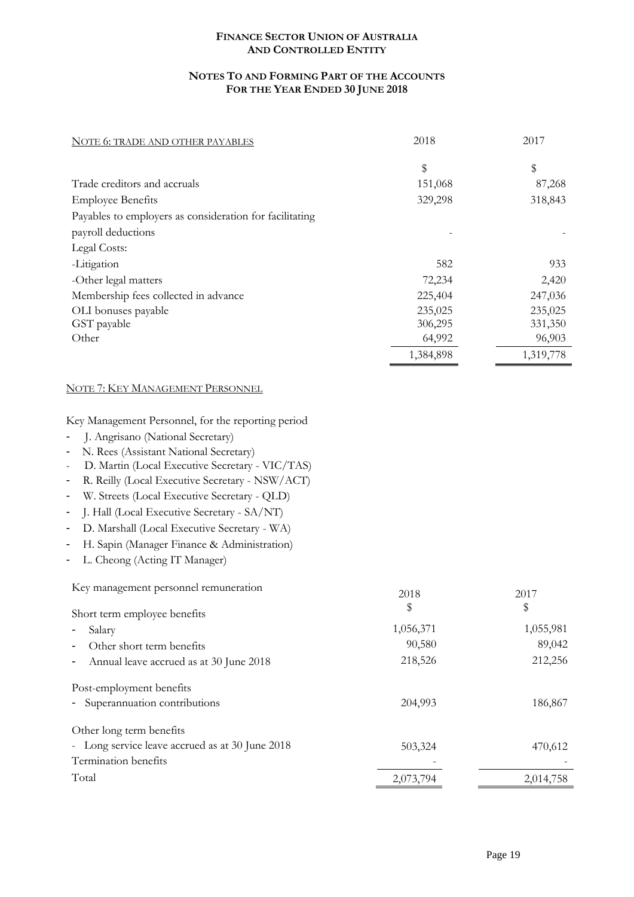**FINANCE SECTOR UNION OF AUSTRALIA AND CONTROLLED ENTITY**

**NOTES TO AND FORMING PART OF THE ACCOUNTS FOR THE YEAR ENDED 30 JUNE 2018**

| NOTE 6: TRADE AND OTHER PAYABLES | 2018 | 2017 |
|---|---|---|
| | $ | $ |
| Trade creditors and accruals | 151,068 | 87,268 |
| Employee Benefits | 329,298 | 318,843 |
| Payables to employers as consideration for facilitating payroll deductions | - | - |
| Legal Costs: | | |
| -Litigation | 582 | 933 |
| -Other legal matters | 72,234 | 2,420 |
| Membership fees collected in advance | 225,404 | 247,036 |
| OLI bonuses payable | 235,025 | 235,025 |
| GST payable | 306,295 | 331,350 |
| Other | 64,992 | 96,903 |
| | 1,384,898 | 1,319,778 |

NOTE 7: KEY MANAGEMENT PERSONNEL

Key Management Personnel, for the reporting period

- J. Angrisano (National Secretary)
- N. Rees (Assistant National Secretary)
- D. Martin (Local Executive Secretary - VIC/TAS)
- R. Reilly (Local Executive Secretary - NSW/ACT)
- W. Streets (Local Executive Secretary - QLD)
- J. Hall (Local Executive Secretary - SA/NT)
- D. Marshall (Local Executive Secretary - WA)
- H. Sapin (Manager Finance & Administration)
- L. Cheong (Acting IT Manager)

| Key management personnel remuneration | 2018 | 2017 |
|---|---|---|
| | $ | $ |
| Short term employee benefits | | |
| - Salary | 1,056,371 | 1,055,981 |
| - Other short term benefits | 90,580 | 89,042 |
| - Annual leave accrued as at 30 June 2018 | 218,526 | 212,256 |
| Post-employment benefits | | |
| - Superannuation contributions | 204,993 | 186,867 |
| Other long term benefits | | |
| - Long service leave accrued as at 30 June 2018 | 503,324 | 470,612 |
| Termination benefits | - | - |
| Total | 2,073,794 | 2,014,758 |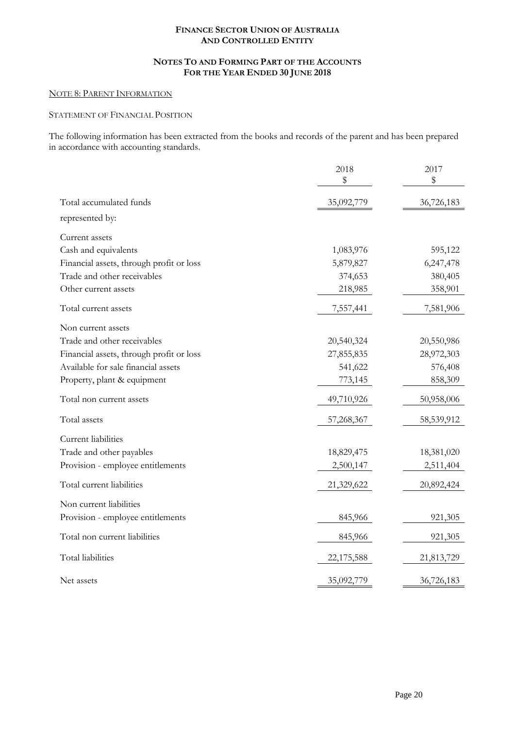**FINANCE SECTOR UNION OF AUSTRALIA AND CONTROLLED ENTITY**

**NOTES TO AND FORMING PART OF THE ACCOUNTS FOR THE YEAR ENDED 30 JUNE 2018**

NOTE 8: PARENT INFORMATION

STATEMENT OF FINANCIAL POSITION

The following information has been extracted from the books and records of the parent and has been prepared in accordance with accounting standards.

| | 2018 $ | 2017 $ |
|---|---|---|
| Total accumulated funds | 35,092,779 | 36,726,183 |
| represented by: | | |
| Current assets | | |
| Cash and equivalents | 1,083,976 | 595,122 |
| Financial assets, through profit or loss | 5,879,827 | 6,247,478 |
| Trade and other receivables | 374,653 | 380,405 |
| Other current assets | 218,985 | 358,901 |
| Total current assets | 7,557,441 | 7,581,906 |
| Non current assets | | |
| Trade and other receivables | 20,540,324 | 20,550,986 |
| Financial assets, through profit or loss | 27,855,835 | 28,972,303 |
| Available for sale financial assets | 541,622 | 576,408 |
| Property, plant & equipment | 773,145 | 858,309 |
| Total non current assets | 49,710,926 | 50,958,006 |
| Total assets | 57,268,367 | 58,539,912 |
| Current liabilities | | |
| Trade and other payables | 18,829,475 | 18,381,020 |
| Provision - employee entitlements | 2,500,147 | 2,511,404 |
| Total current liabilities | 21,329,622 | 20,892,424 |
| Non current liabilities | | |
| Provision - employee entitlements | 845,966 | 921,305 |
| Total non current liabilities | 845,966 | 921,305 |
| Total liabilities | 22,175,588 | 21,813,729 |
| Net assets | 35,092,779 | 36,726,183 |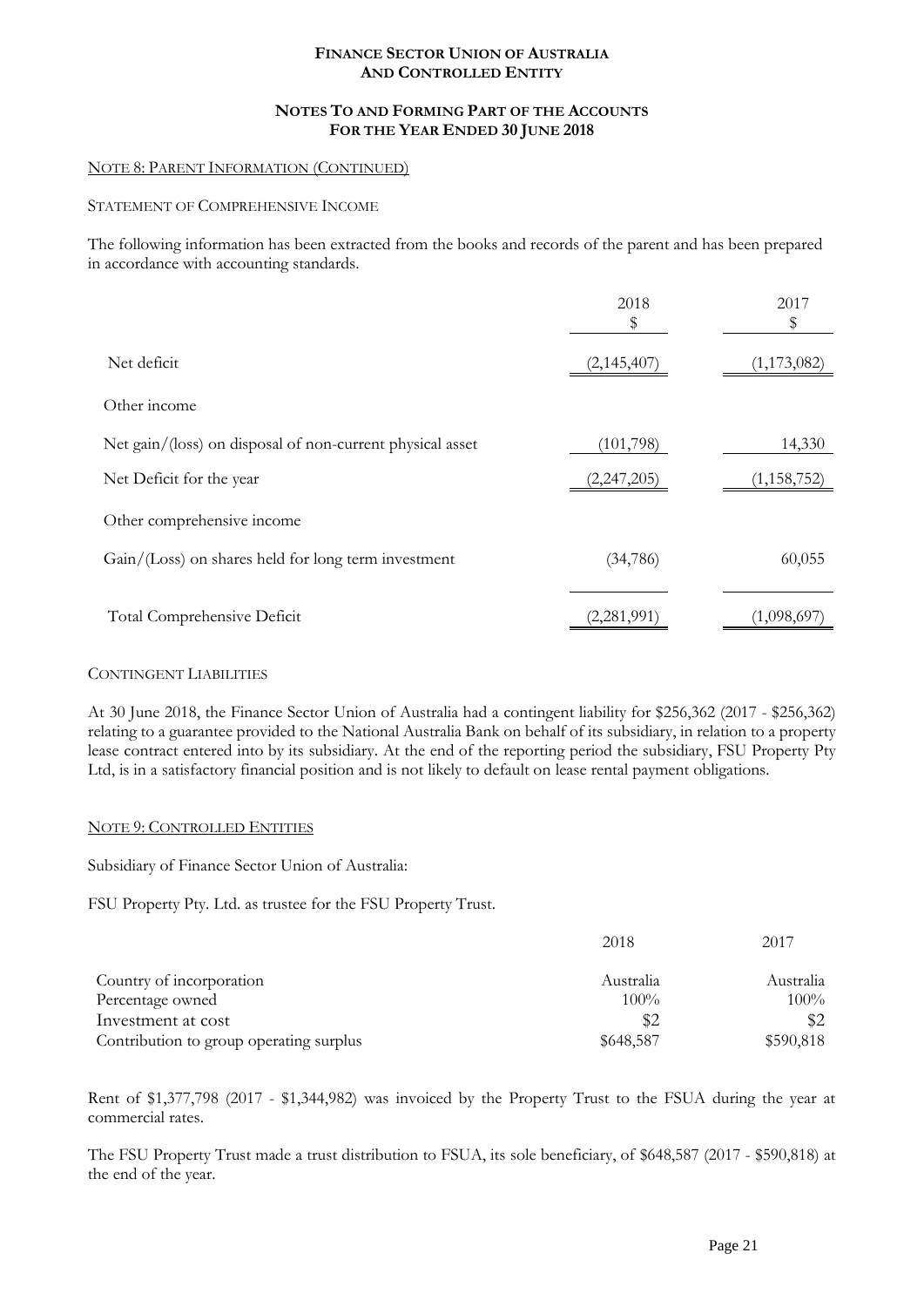#### NOTE 8: PARENT INFORMATION (CONTINUED)

STATEMENT OF COMPREHENSIVE INCOME

The following information has been extracted from the books and records of the parent and has been prepared in accordance with accounting standards.

| | 2018<br>$ | 2017<br>$ |
|---|---|---|
| Net deficit | (2,145,407) | (1,173,082) |
| Other income | | |
| Net gain/(loss) on disposal of non-current physical asset | (101,798) | 14,330 |
| Net Deficit for the year | (2,247,205) | (1,158,752) |
| Other comprehensive income | | |
| Gain/(Loss) on shares held for long term investment | (34,786) | 60,055 |
| Total Comprehensive Deficit | (2,281,991) | (1,098,697) |

CONTINGENT LIABILITIES

At 30 June 2018, the Finance Sector Union of Australia had a contingent liability for $256,362 (2017 - $256,362) relating to a guarantee provided to the National Australia Bank on behalf of its subsidiary, in relation to a property lease contract entered into by its subsidiary. At the end of the reporting period the subsidiary, FSU Property Pty Ltd, is in a satisfactory financial position and is not likely to default on lease rental payment obligations.

#### NOTE 9: CONTROLLED ENTITIES

Subsidiary of Finance Sector Union of Australia:

FSU Property Pty. Ltd. as trustee for the FSU Property Trust.

| | 2018 | 2017 |
|---|---|---|
| Country of incorporation | Australia | Australia |
| Percentage owned | 100% | 100% |
| Investment at cost | $2 | $2 |
| Contribution to group operating surplus | $648,587 | $590,818 |

Rent of $1,377,798 (2017 - $1,344,982) was invoiced by the Property Trust to the FSUA during the year at commercial rates.

The FSU Property Trust made a trust distribution to FSUA, its sole beneficiary, of $648,587 (2017 - $590,818) at the end of the year.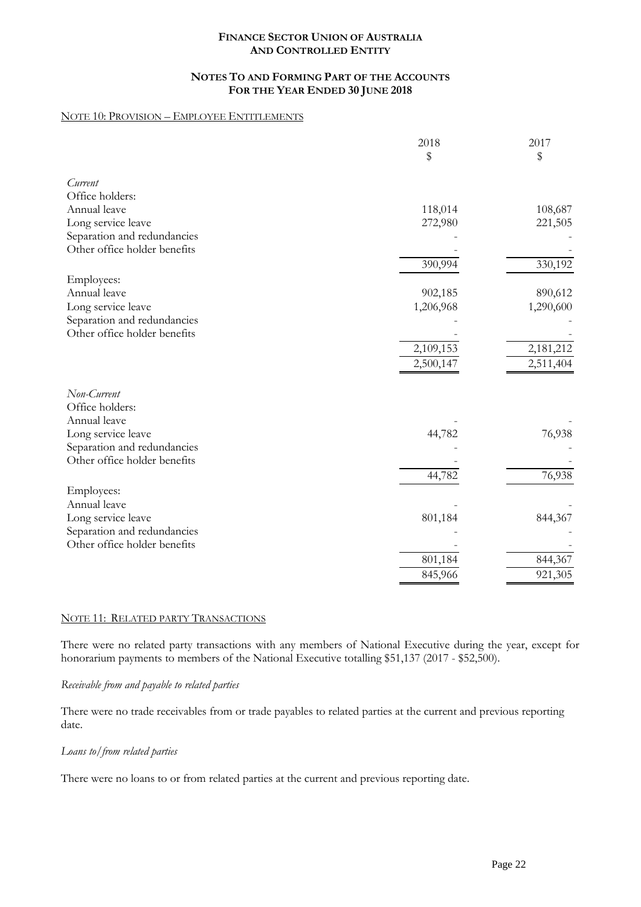**FINANCE SECTOR UNION OF AUSTRALIA AND CONTROLLED ENTITY**

**NOTES TO AND FORMING PART OF THE ACCOUNTS FOR THE YEAR ENDED 30 JUNE 2018**

NOTE 10: PROVISION – EMPLOYEE ENTITLEMENTS

| | 2018 | 2017 |
|---|---|---|
| | $ | $ |
| *Current* | | |
| Office holders: | | |
| Annual leave | 118,014 | 108,687 |
| Long service leave | 272,980 | 221,505 |
| Separation and redundancies | - | - |
| Other office holder benefits | - | - |
| | 390,994 | 330,192 |
| Employees: | | |
| Annual leave | 902,185 | 890,612 |
| Long service leave | 1,206,968 | 1,290,600 |
| Separation and redundancies | - | - |
| Other office holder benefits | - | - |
| | 2,109,153 | 2,181,212 |
| | 2,500,147 | 2,511,404 |
| *Non-Current* | | |
| Office holders: | | |
| Annual leave | - | - |
| Long service leave | 44,782 | 76,938 |
| Separation and redundancies | - | - |
| Other office holder benefits | - | - |
| | 44,782 | 76,938 |
| Employees: | | |
| Annual leave | - | - |
| Long service leave | 801,184 | 844,367 |
| Separation and redundancies | - | - |
| Other office holder benefits | - | - |
| | 801,184 | 844,367 |
| | 845,966 | 921,305 |

NOTE 11: RELATED PARTY TRANSACTIONS

There were no related party transactions with any members of National Executive during the year, except for honorarium payments to members of the National Executive totalling $51,137 (2017 - $52,500).

*Receivable from and payable to related parties*

There were no trade receivables from or trade payables to related parties at the current and previous reporting date.

*Loans to/from related parties*

There were no loans to or from related parties at the current and previous reporting date.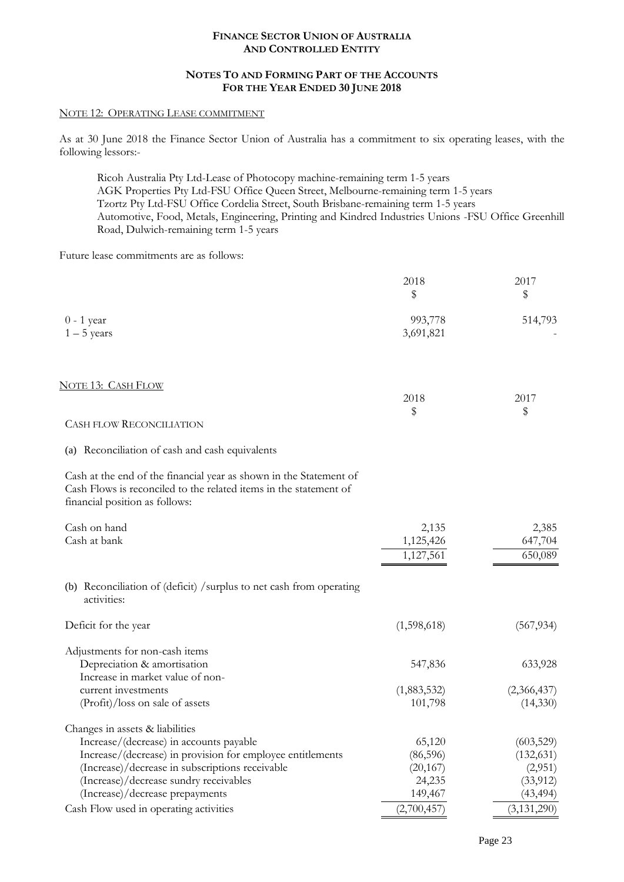**FINANCE SECTOR UNION OF AUSTRALIA**
**AND CONTROLLED ENTITY**

**NOTES TO AND FORMING PART OF THE ACCOUNTS**
**FOR THE YEAR ENDED 30 JUNE 2018**

NOTE 12: OPERATING LEASE COMMITMENT

As at 30 June 2018 the Finance Sector Union of Australia has a commitment to six operating leases, with the following lessors:-

Ricoh Australia Pty Ltd-Lease of Photocopy machine-remaining term 1-5 years
AGK Properties Pty Ltd-FSU Office Queen Street, Melbourne-remaining term 1-5 years
Tzortz Pty Ltd-FSU Office Cordelia Street, South Brisbane-remaining term 1-5 years
Automotive, Food, Metals, Engineering, Printing and Kindred Industries Unions -FSU Office Greenhill Road, Dulwich-remaining term 1-5 years

Future lease commitments are as follows:

| | 2018 $ | 2017 $ |
|---|---|---|
| 0 - 1 year | 993,778 | 514,793 |
| 1 – 5 years | 3,691,821 | - |

NOTE 13: CASH FLOW

| | 2018 $ | 2017 $ |
|---|---|---|
| CASH FLOW RECONCILIATION | | |
| (a) Reconciliation of cash and cash equivalents | | |
| Cash at the end of the financial year as shown in the Statement of Cash Flows is reconciled to the related items in the statement of financial position as follows: | | |
| Cash on hand | 2,135 | 2,385 |
| Cash at bank | 1,125,426 | 647,704 |
| | 1,127,561 | 650,089 |
| (b) Reconciliation of (deficit) /surplus to net cash from operating activities: | | |
| Deficit for the year | (1,598,618) | (567,934) |
| Adjustments for non-cash items | | |
| Depreciation & amortisation | 547,836 | 633,928 |
| Increase in market value of non-current investments | (1,883,532) | (2,366,437) |
| (Profit)/loss on sale of assets | 101,798 | (14,330) |
| Changes in assets & liabilities | | |
| Increase/(decrease) in accounts payable | 65,120 | (603,529) |
| Increase/(decrease) in provision for employee entitlements | (86,596) | (132,631) |
| (Increase)/decrease in subscriptions receivable | (20,167) | (2,951) |
| (Increase)/decrease sundry receivables | 24,235 | (33,912) |
| (Increase)/decrease prepayments | 149,467 | (43,494) |
| Cash Flow used in operating activities | (2,700,457) | (3,131,290) |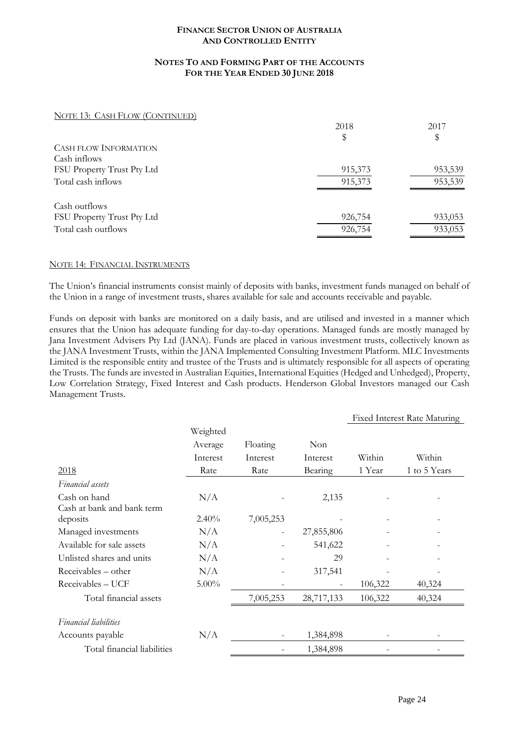NOTE 13: CASH FLOW (CONTINUED)

| | 2018 | 2017 |
|---|---|---|
| | $ | $ |
| **CASH FLOW INFORMATION** | | |
| Cash inflows | | |
| FSU Property Trust Pty Ltd | 915,373 | 953,539 |
| Total cash inflows | 915,373 | 953,539 |
| | | |
| Cash outflows | | |
| FSU Property Trust Pty Ltd | 926,754 | 933,053 |
| Total cash outflows | 926,754 | 933,053 |

NOTE 14: FINANCIAL INSTRUMENTS

The Union's financial instruments consist mainly of deposits with banks, investment funds managed on behalf of the Union in a range of investment trusts, shares available for sale and accounts receivable and payable.

Funds on deposit with banks are monitored on a daily basis, and are utilised and invested in a manner which ensures that the Union has adequate funding for day-to-day operations. Managed funds are mostly managed by Jana Investment Advisers Pty Ltd (JANA). Funds are placed in various investment trusts, collectively known as the JANA Investment Trusts, within the JANA Implemented Consulting Investment Platform. MLC Investments Limited is the responsible entity and trustee of the Trusts and is ultimately responsible for all aspects of operating the Trusts. The funds are invested in Australian Equities, International Equities (Hedged and Unhedged), Property, Low Correlation Strategy, Fixed Interest and Cash products. Henderson Global Investors managed our Cash Management Trusts.

| | | | | Fixed Interest Rate Maturing | |
|---|---|---|---|---|---|
| 2018 | Weighted Average Interest Rate | Floating Interest Rate | Non Interest Bearing | Within 1 Year | Within 1 to 5 Years |
| *Financial assets* | | | | | |
| Cash on hand | N/A | - | 2,135 | - | - |
| Cash at bank and bank term deposits | 2.40% | 7,005,253 | - | - | - |
| Managed investments | N/A | - | 27,855,806 | - | - |
| Available for sale assets | N/A | - | 541,622 | - | - |
| Unlisted shares and units | N/A | - | 29 | - | - |
| Receivables – other | N/A | - | 317,541 | - | - |
| Receivables – UCF | 5.00% | - | - | 106,322 | 40,324 |
| Total financial assets | | 7,005,253 | 28,717,133 | 106,322 | 40,324 |
| | | | | | |
| *Financial liabilities* | | | | | |
| Accounts payable | N/A | - | 1,384,898 | - | - |
| Total financial liabilities | | - | 1,384,898 | - | - |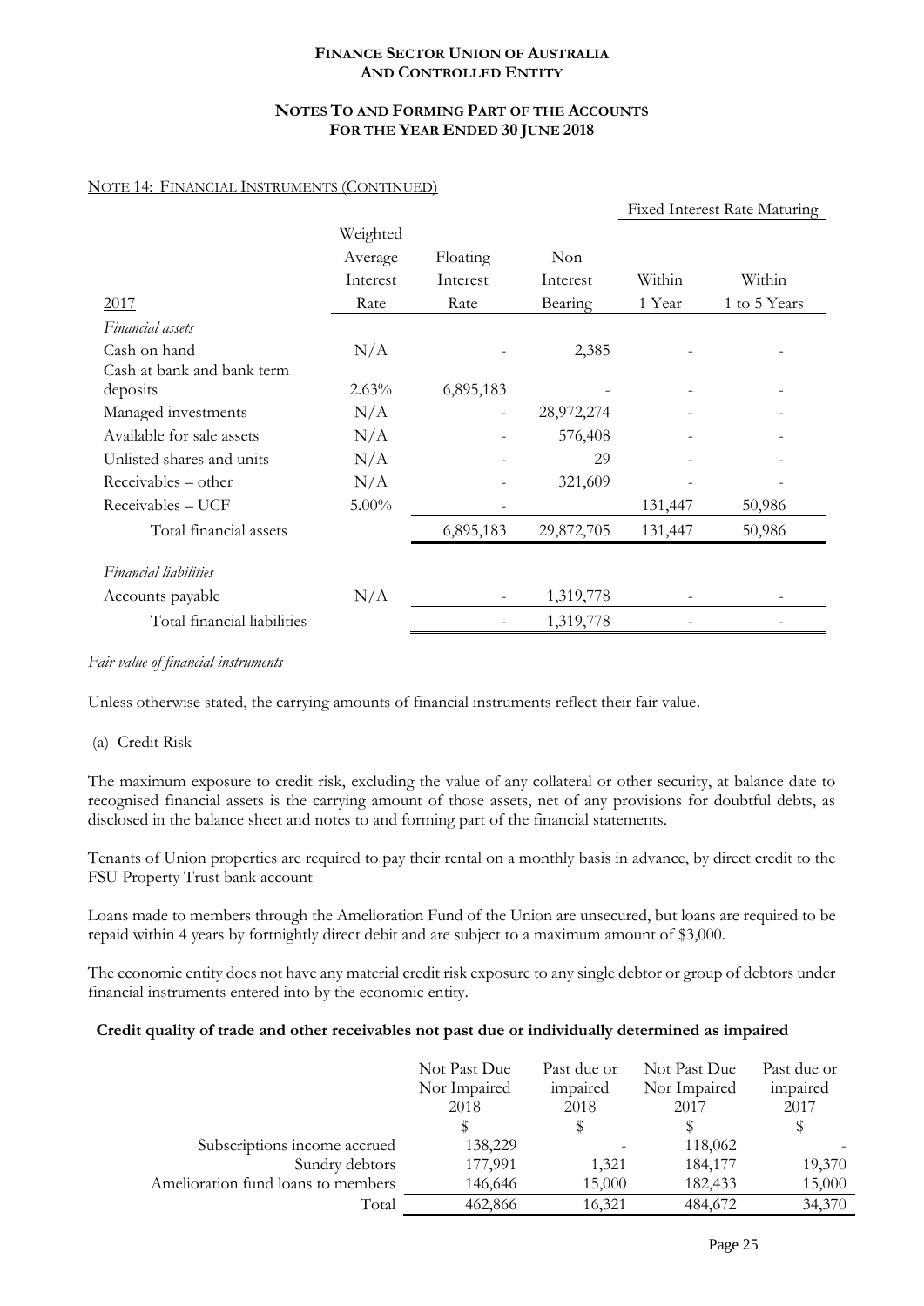## NOTE 14: FINANCIAL INSTRUMENTS (CONTINUED)

| 2017 | Weighted Average Interest Rate | Floating Interest Rate | Non Interest Bearing | Fixed Interest Rate Maturing Within 1 Year | Fixed Interest Rate Maturing Within 1 to 5 Years |
|---|---|---|---|---|---|
| *Financial assets* | | | | | |
| Cash on hand | N/A | - | 2,385 | - | - |
| Cash at bank and bank term deposits | 2.63% | 6,895,183 | - | - | - |
| Managed investments | N/A | - | 28,972,274 | - | - |
| Available for sale assets | N/A | - | 576,408 | - | - |
| Unlisted shares and units | N/A | - | 29 | - | - |
| Receivables – other | N/A | - | 321,609 | - | - |
| Receivables – UCF | 5.00% | - | | 131,447 | 50,986 |
| Total financial assets | | 6,895,183 | 29,872,705 | 131,447 | 50,986 |
| *Financial liabilities* | | | | | |
| Accounts payable | N/A | - | 1,319,778 | - | - |
| Total financial liabilities | | - | 1,319,778 | - | - |

*Fair value of financial instruments*

Unless otherwise stated, the carrying amounts of financial instruments reflect their fair value.

(a) Credit Risk

The maximum exposure to credit risk, excluding the value of any collateral or other security, at balance date to recognised financial assets is the carrying amount of those assets, net of any provisions for doubtful debts, as disclosed in the balance sheet and notes to and forming part of the financial statements.

Tenants of Union properties are required to pay their rental on a monthly basis in advance, by direct credit to the FSU Property Trust bank account

Loans made to members through the Amelioration Fund of the Union are unsecured, but loans are required to be repaid within 4 years by fortnightly direct debit and are subject to a maximum amount of $3,000.

The economic entity does not have any material credit risk exposure to any single debtor or group of debtors under financial instruments entered into by the economic entity.

**Credit quality of trade and other receivables not past due or individually determined as impaired**

| | Not Past Due Nor Impaired 2018 | Past due or impaired 2018 | Not Past Due Nor Impaired 2017 | Past due or impaired 2017 |
|---|---|---|---|---|
| | $ | $ | $ | $ |
| Subscriptions income accrued | 138,229 | - | 118,062 | - |
| Sundry debtors | 177,991 | 1,321 | 184,177 | 19,370 |
| Amelioration fund loans to members | 146,646 | 15,000 | 182,433 | 15,000 |
| Total | 462,866 | 16,321 | 484,672 | 34,370 |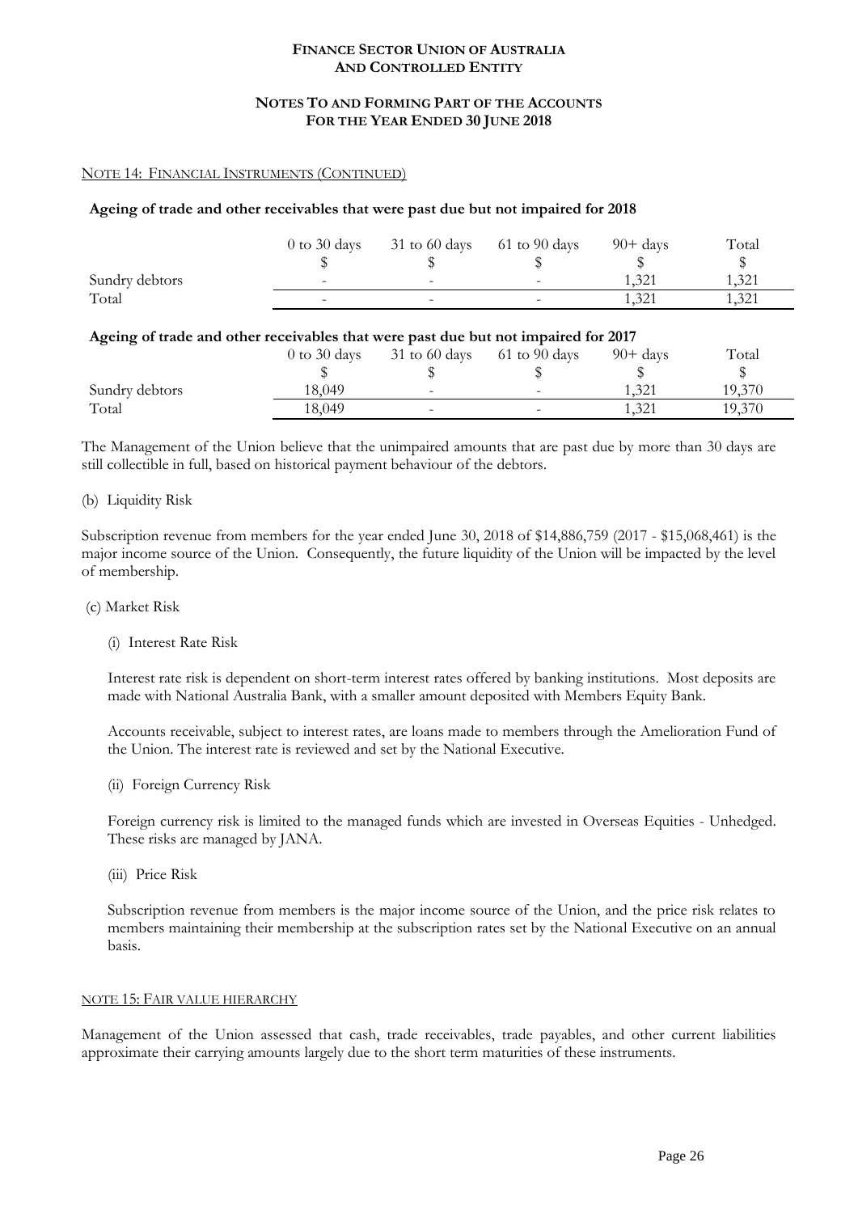NOTE 14: FINANCIAL INSTRUMENTS (CONTINUED)

**Ageing of trade and other receivables that were past due but not impaired for 2018**

| | 0 to 30 days | 31 to 60 days | 61 to 90 days | 90+ days | Total |
|---|---|---|---|---|---|
| | $ | $ | $ | $ | $ |
| Sundry debtors | - | - | - | 1,321 | 1,321 |
| Total | - | - | - | 1,321 | 1,321 |

**Ageing of trade and other receivables that were past due but not impaired for 2017**

| | 0 to 30 days | 31 to 60 days | 61 to 90 days | 90+ days | Total |
|---|---|---|---|---|---|
| | $ | $ | $ | $ | $ |
| Sundry debtors | 18,049 | - | - | 1,321 | 19,370 |
| Total | 18,049 | - | - | 1,321 | 19,370 |

The Management of the Union believe that the unimpaired amounts that are past due by more than 30 days are still collectible in full, based on historical payment behaviour of the debtors.

(b) Liquidity Risk

Subscription revenue from members for the year ended June 30, 2018 of $14,886,759 (2017 - $15,068,461) is the major income source of the Union. Consequently, the future liquidity of the Union will be impacted by the level of membership.

(c) Market Risk

(i) Interest Rate Risk

Interest rate risk is dependent on short-term interest rates offered by banking institutions. Most deposits are made with National Australia Bank, with a smaller amount deposited with Members Equity Bank.

Accounts receivable, subject to interest rates, are loans made to members through the Amelioration Fund of the Union. The interest rate is reviewed and set by the National Executive.

(ii) Foreign Currency Risk

Foreign currency risk is limited to the managed funds which are invested in Overseas Equities - Unhedged. These risks are managed by JANA.

(iii) Price Risk

Subscription revenue from members is the major income source of the Union, and the price risk relates to members maintaining their membership at the subscription rates set by the National Executive on an annual basis.

NOTE 15: FAIR VALUE HIERARCHY

Management of the Union assessed that cash, trade receivables, trade payables, and other current liabilities approximate their carrying amounts largely due to the short term maturities of these instruments.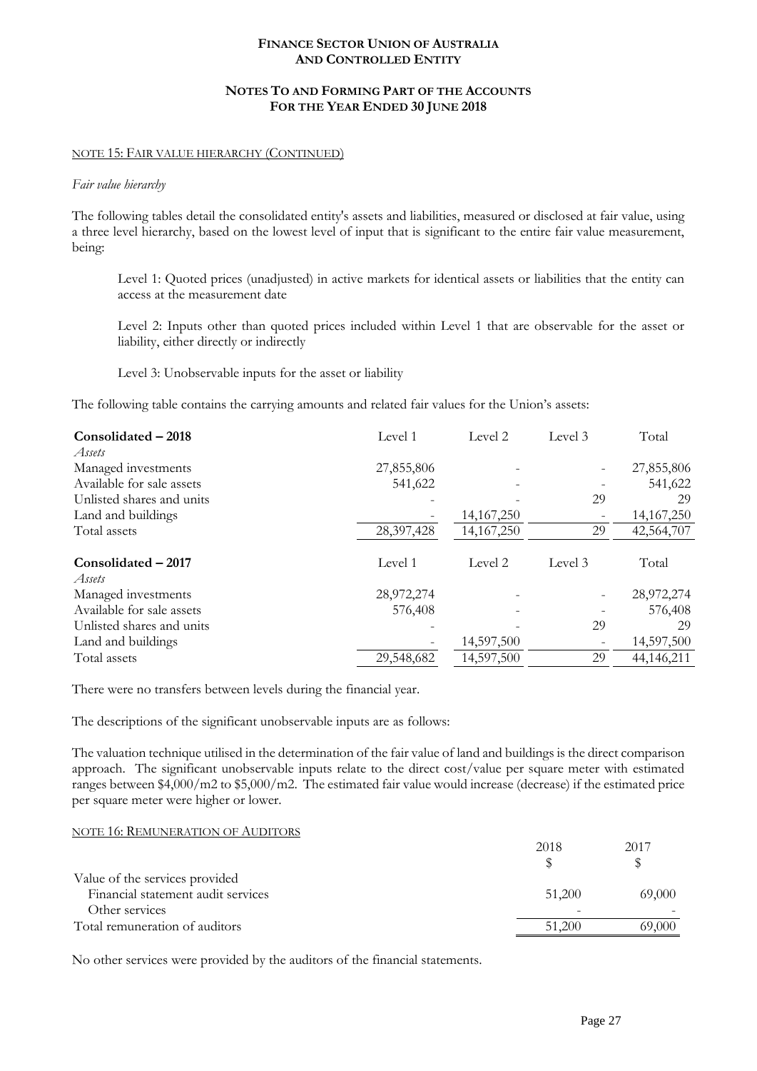NOTE 15: FAIR VALUE HIERARCHY (CONTINUED)

*Fair value hierarchy*

The following tables detail the consolidated entity's assets and liabilities, measured or disclosed at fair value, using a three level hierarchy, based on the lowest level of input that is significant to the entire fair value measurement, being:

Level 1: Quoted prices (unadjusted) in active markets for identical assets or liabilities that the entity can access at the measurement date

Level 2: Inputs other than quoted prices included within Level 1 that are observable for the asset or liability, either directly or indirectly

Level 3: Unobservable inputs for the asset or liability

The following table contains the carrying amounts and related fair values for the Union's assets:

| **Consolidated – 2018** | Level 1 | Level 2 | Level 3 | Total |
|---|---|---|---|---|
| *Assets* | | | | |
| Managed investments | 27,855,806 | - | - | 27,855,806 |
| Available for sale assets | 541,622 | - | - | 541,622 |
| Unlisted shares and units | - | - | 29 | 29 |
| Land and buildings | - | 14,167,250 | - | 14,167,250 |
| Total assets | 28,397,428 | 14,167,250 | 29 | 42,564,707 |

| **Consolidated – 2017** | Level 1 | Level 2 | Level 3 | Total |
|---|---|---|---|---|
| *Assets* | | | | |
| Managed investments | 28,972,274 | - | - | 28,972,274 |
| Available for sale assets | 576,408 | - | - | 576,408 |
| Unlisted shares and units | - | - | 29 | 29 |
| Land and buildings | - | 14,597,500 | - | 14,597,500 |
| Total assets | 29,548,682 | 14,597,500 | 29 | 44,146,211 |

There were no transfers between levels during the financial year.

The descriptions of the significant unobservable inputs are as follows:

The valuation technique utilised in the determination of the fair value of land and buildings is the direct comparison approach. The significant unobservable inputs relate to the direct cost/value per square meter with estimated ranges between $4,000/m2 to $5,000/m2. The estimated fair value would increase (decrease) if the estimated price per square meter were higher or lower.

NOTE 16: REMUNERATION OF AUDITORS

| | 2018 | 2017 |
|---|---|---|
| | $ | $ |
| Value of the services provided | | |
| Financial statement audit services | 51,200 | 69,000 |
| Other services | - | - |
| Total remuneration of auditors | 51,200 | 69,000 |

No other services were provided by the auditors of the financial statements.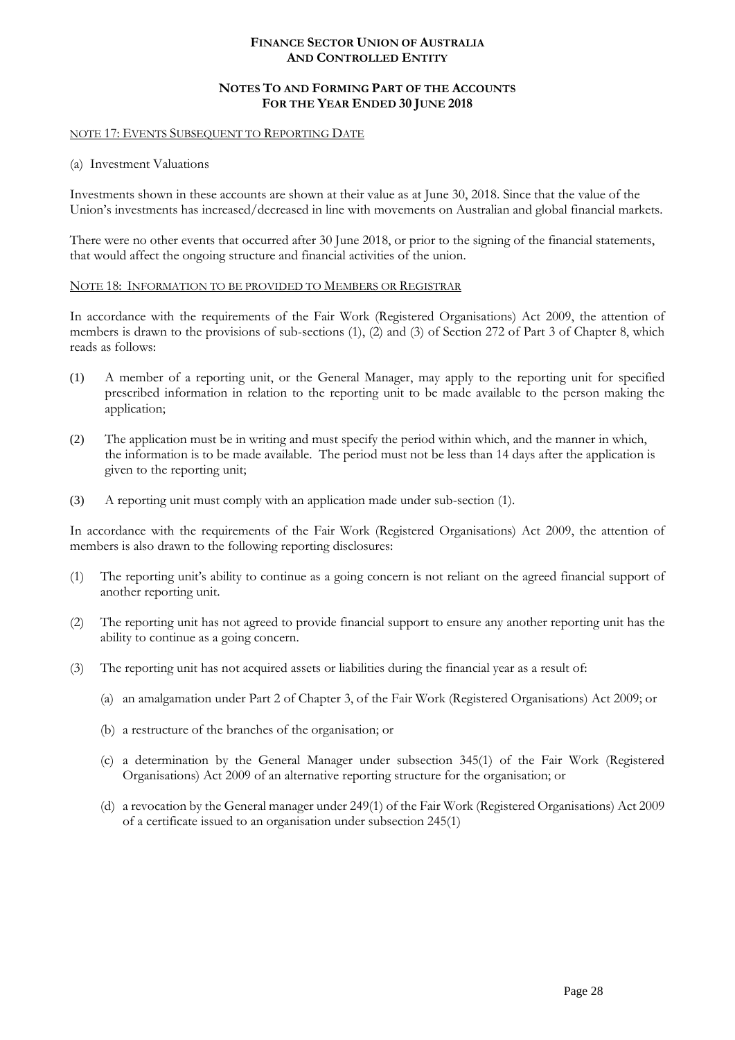NOTE 17: EVENTS SUBSEQUENT TO REPORTING DATE

(a) Investment Valuations

Investments shown in these accounts are shown at their value as at June 30, 2018. Since that the value of the Union's investments has increased/decreased in line with movements on Australian and global financial markets.

There were no other events that occurred after 30 June 2018, or prior to the signing of the financial statements, that would affect the ongoing structure and financial activities of the union.

NOTE 18: INFORMATION TO BE PROVIDED TO MEMBERS OR REGISTRAR

In accordance with the requirements of the Fair Work (Registered Organisations) Act 2009, the attention of members is drawn to the provisions of sub-sections (1), (2) and (3) of Section 272 of Part 3 of Chapter 8, which reads as follows:

(1) A member of a reporting unit, or the General Manager, may apply to the reporting unit for specified prescribed information in relation to the reporting unit to be made available to the person making the application;

(2) The application must be in writing and must specify the period within which, and the manner in which, the information is to be made available. The period must not be less than 14 days after the application is given to the reporting unit;

(3) A reporting unit must comply with an application made under sub-section (1).

In accordance with the requirements of the Fair Work (Registered Organisations) Act 2009, the attention of members is also drawn to the following reporting disclosures:

(1) The reporting unit's ability to continue as a going concern is not reliant on the agreed financial support of another reporting unit.

(2) The reporting unit has not agreed to provide financial support to ensure any another reporting unit has the ability to continue as a going concern.

(3) The reporting unit has not acquired assets or liabilities during the financial year as a result of:

   (a) an amalgamation under Part 2 of Chapter 3, of the Fair Work (Registered Organisations) Act 2009; or

   (b) a restructure of the branches of the organisation; or

   (c) a determination by the General Manager under subsection 345(1) of the Fair Work (Registered Organisations) Act 2009 of an alternative reporting structure for the organisation; or

   (d) a revocation by the General manager under 249(1) of the Fair Work (Registered Organisations) Act 2009 of a certificate issued to an organisation under subsection 245(1)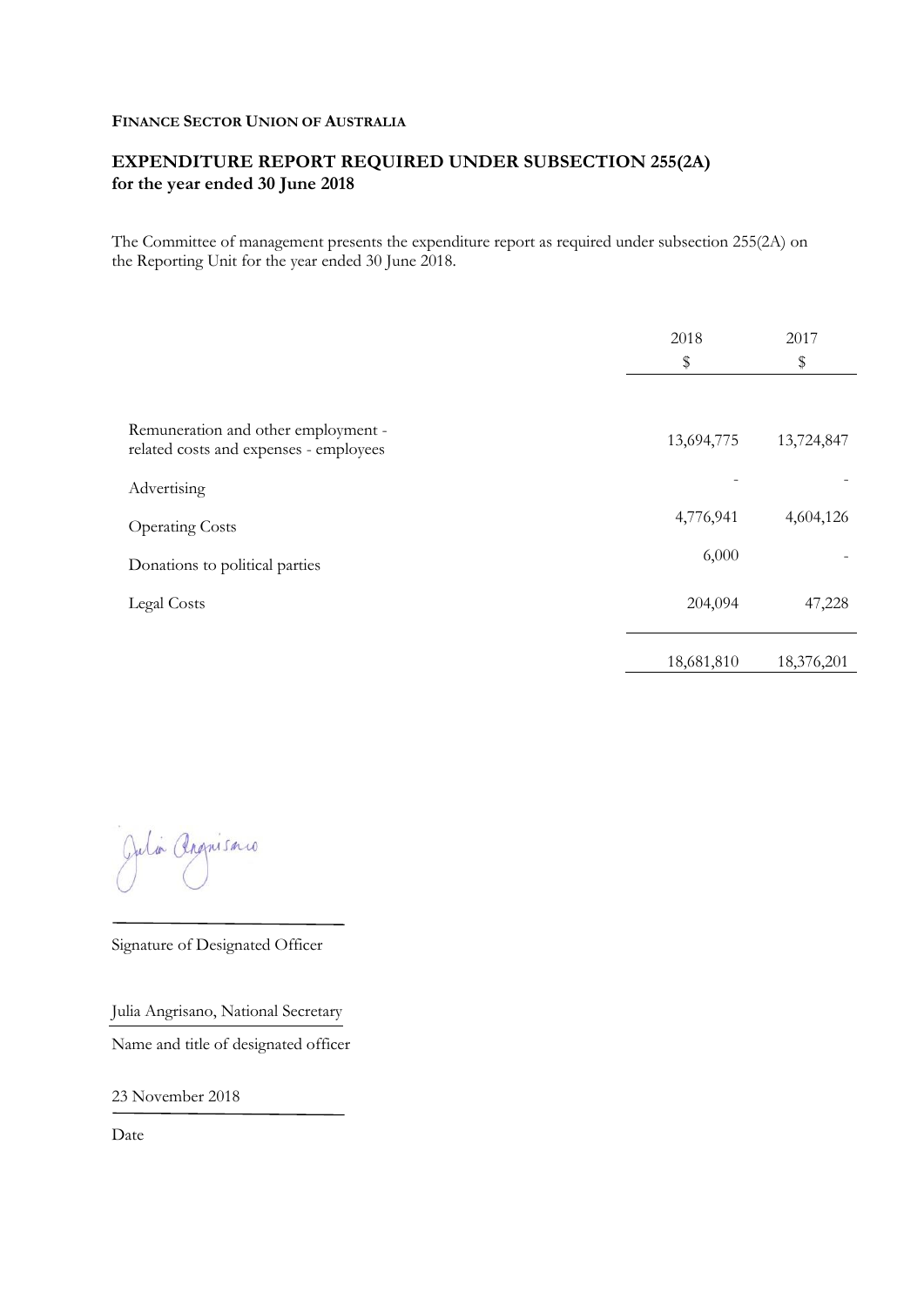**FINANCE SECTOR UNION OF AUSTRALIA**

## EXPENDITURE REPORT REQUIRED UNDER SUBSECTION 255(2A)
**for the year ended 30 June 2018**

The Committee of management presents the expenditure report as required under subsection 255(2A) on the Reporting Unit for the year ended 30 June 2018.

| | 2018 | 2017 |
|---|---|---|
| | $ | $ |
| Remuneration and other employment - related costs and expenses - employees | 13,694,775 | 13,724,847 |
| Advertising | - | - |
| Operating Costs | 4,776,941 | 4,604,126 |
| Donations to political parties | 6,000 | - |
| Legal Costs | 204,094 | 47,228 |
| | 18,681,810 | 18,376,201 |

Signature of Designated Officer

Julia Angrisano, National Secretary

Name and title of designated officer

23 November 2018

Date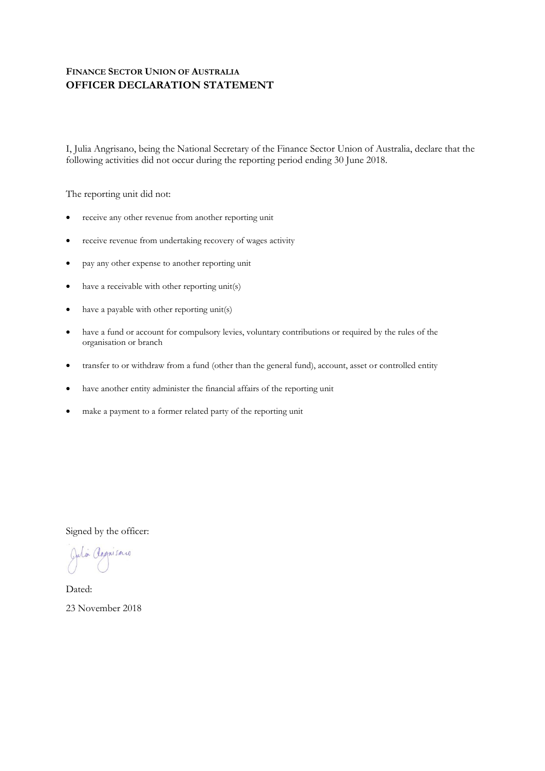**FINANCE SECTOR UNION OF AUSTRALIA**
**OFFICER DECLARATION STATEMENT**

I, Julia Angrisano, being the National Secretary of the Finance Sector Union of Australia, declare that the following activities did not occur during the reporting period ending 30 June 2018.

The reporting unit did not:

- receive any other revenue from another reporting unit
- receive revenue from undertaking recovery of wages activity
- pay any other expense to another reporting unit
- have a receivable with other reporting unit(s)
- have a payable with other reporting unit(s)
- have a fund or account for compulsory levies, voluntary contributions or required by the rules of the organisation or branch
- transfer to or withdraw from a fund (other than the general fund), account, asset or controlled entity
- have another entity administer the financial affairs of the reporting unit
- make a payment to a former related party of the reporting unit

Signed by the officer:

Julia Angrisano

Dated:

23 November 2018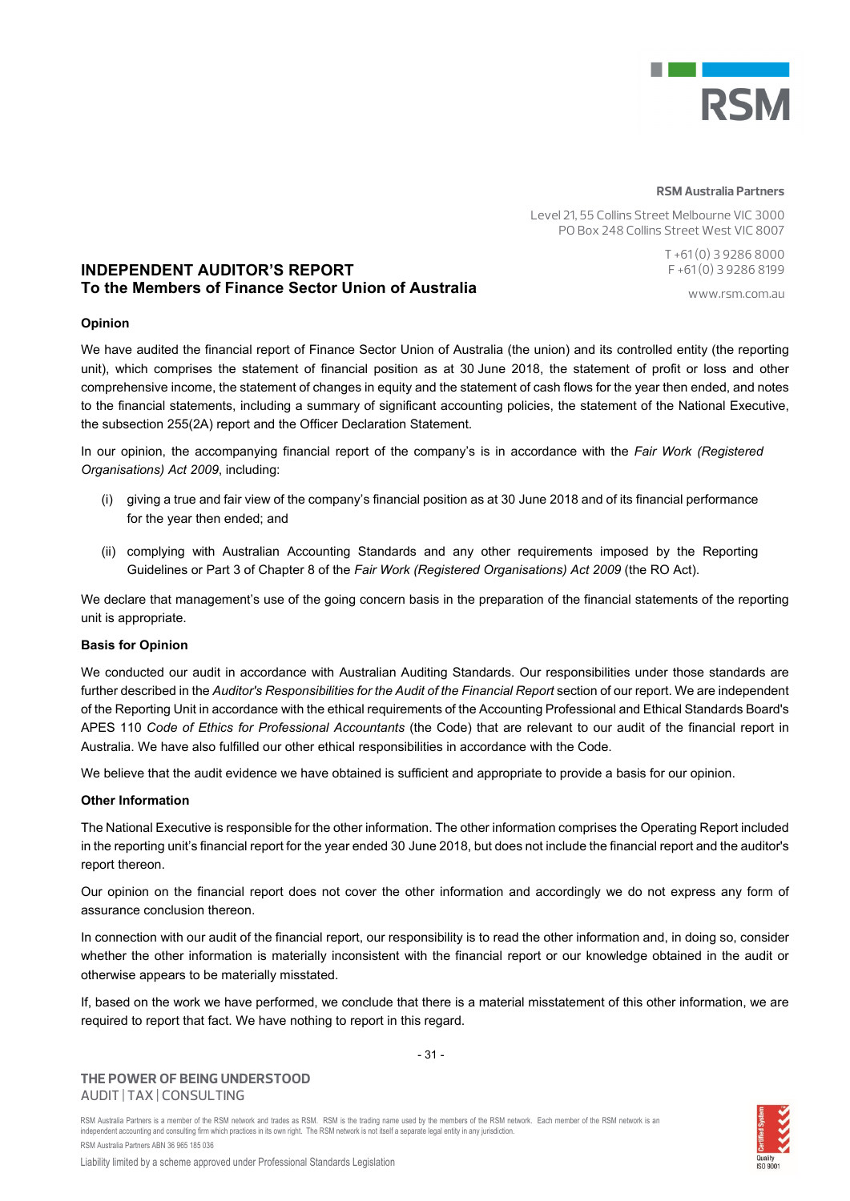**RSM Australia Partners**

Level 21, 55 Collins Street Melbourne VIC 3000
PO Box 248 Collins Street West VIC 8007

T +61 (0) 3 9286 8000
F +61 (0) 3 9286 8199

www.rsm.com.au

# INDEPENDENT AUDITOR'S REPORT
## To the Members of Finance Sector Union of Australia

### Opinion

We have audited the financial report of Finance Sector Union of Australia (the union) and its controlled entity (the reporting unit), which comprises the statement of financial position as at 30 June 2018, the statement of profit or loss and other comprehensive income, the statement of changes in equity and the statement of cash flows for the year then ended, and notes to the financial statements, including a summary of significant accounting policies, the statement of the National Executive, the subsection 255(2A) report and the Officer Declaration Statement.

In our opinion, the accompanying financial report of the company's is in accordance with the *Fair Work (Registered Organisations) Act 2009*, including:

(i) giving a true and fair view of the company's financial position as at 30 June 2018 and of its financial performance for the year then ended; and

(ii) complying with Australian Accounting Standards and any other requirements imposed by the Reporting Guidelines or Part 3 of Chapter 8 of the *Fair Work (Registered Organisations) Act 2009* (the RO Act).

We declare that management's use of the going concern basis in the preparation of the financial statements of the reporting unit is appropriate.

### Basis for Opinion

We conducted our audit in accordance with Australian Auditing Standards. Our responsibilities under those standards are further described in the *Auditor's Responsibilities for the Audit of the Financial Report* section of our report. We are independent of the Reporting Unit in accordance with the ethical requirements of the Accounting Professional and Ethical Standards Board's APES 110 *Code of Ethics for Professional Accountants* (the Code) that are relevant to our audit of the financial report in Australia. We have also fulfilled our other ethical responsibilities in accordance with the Code.

We believe that the audit evidence we have obtained is sufficient and appropriate to provide a basis for our opinion.

### Other Information

The National Executive is responsible for the other information. The other information comprises the Operating Report included in the reporting unit's financial report for the year ended 30 June 2018, but does not include the financial report and the auditor's report thereon.

Our opinion on the financial report does not cover the other information and accordingly we do not express any form of assurance conclusion thereon.

In connection with our audit of the financial report, our responsibility is to read the other information and, in doing so, consider whether the other information is materially inconsistent with the financial report or our knowledge obtained in the audit or otherwise appears to be materially misstated.

If, based on the work we have performed, we conclude that there is a material misstatement of this other information, we are required to report that fact. We have nothing to report in this regard.

**THE POWER OF BEING UNDERSTOOD**
AUDIT | TAX | CONSULTING

RSM Australia Partners is a member of the RSM network and trades as RSM. RSM is the trading name used by the members of the RSM network. Each member of the RSM network is an independent accounting and consulting firm which practices in its own right. The RSM network is not itself a separate legal entity in any jurisdiction.
RSM Australia Partners ABN 36 965 185 036

Liability limited by a scheme approved under Professional Standards Legislation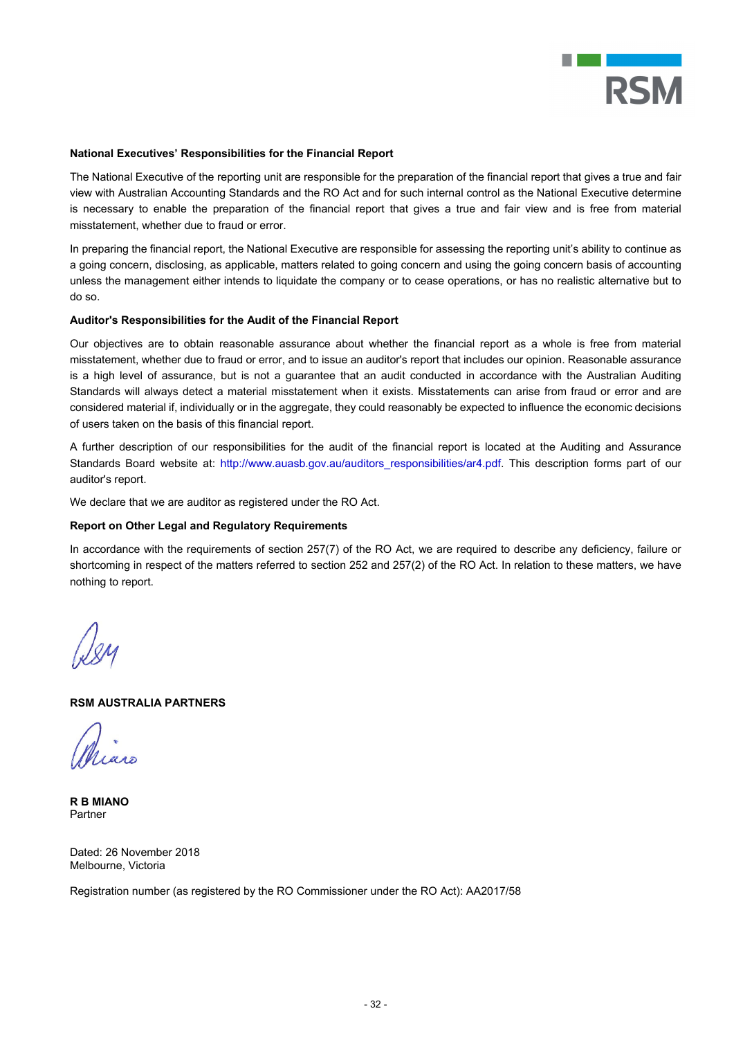**National Executives' Responsibilities for the Financial Report**

The National Executive of the reporting unit are responsible for the preparation of the financial report that gives a true and fair view with Australian Accounting Standards and the RO Act and for such internal control as the National Executive determine is necessary to enable the preparation of the financial report that gives a true and fair view and is free from material misstatement, whether due to fraud or error.

In preparing the financial report, the National Executive are responsible for assessing the reporting unit's ability to continue as a going concern, disclosing, as applicable, matters related to going concern and using the going concern basis of accounting unless the management either intends to liquidate the company or to cease operations, or has no realistic alternative but to do so.

**Auditor's Responsibilities for the Audit of the Financial Report**

Our objectives are to obtain reasonable assurance about whether the financial report as a whole is free from material misstatement, whether due to fraud or error, and to issue an auditor's report that includes our opinion. Reasonable assurance is a high level of assurance, but is not a guarantee that an audit conducted in accordance with the Australian Auditing Standards will always detect a material misstatement when it exists. Misstatements can arise from fraud or error and are considered material if, individually or in the aggregate, they could reasonably be expected to influence the economic decisions of users taken on the basis of this financial report.

A further description of our responsibilities for the audit of the financial report is located at the Auditing and Assurance Standards Board website at: http://www.auasb.gov.au/auditors_responsibilities/ar4.pdf. This description forms part of our auditor's report.

We declare that we are auditor as registered under the RO Act.

**Report on Other Legal and Regulatory Requirements**

In accordance with the requirements of section 257(7) of the RO Act, we are required to describe any deficiency, failure or shortcoming in respect of the matters referred to section 252 and 257(2) of the RO Act. In relation to these matters, we have nothing to report.

**RSM AUSTRALIA PARTNERS**

**R B MIANO**
Partner

Dated: 26 November 2018
Melbourne, Victoria

Registration number (as registered by the RO Commissioner under the RO Act): AA2017/58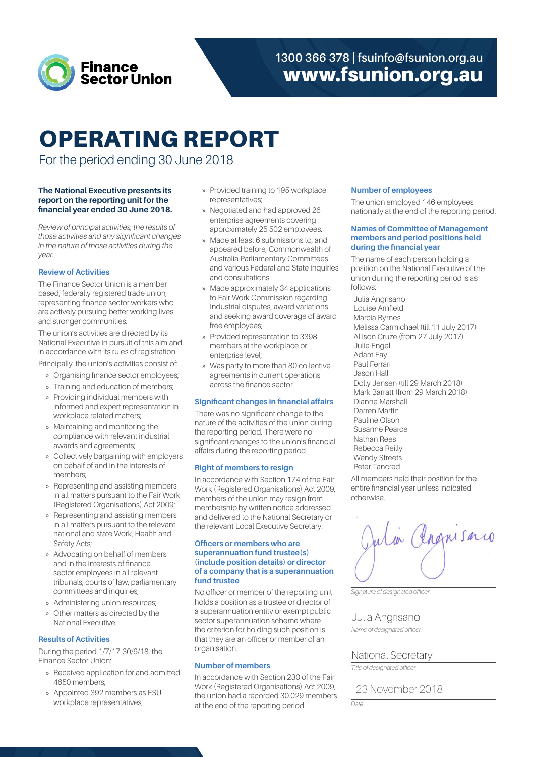Finance Sector Union

1300 366 378 | fsuinfo@fsunion.org.au
**www.fsunion.org.au**

# OPERATING REPORT

For the period ending 30 June 2018

**The National Executive presents its report on the reporting unit for the financial year ended 30 June 2018.**

*Review of principal activities, the results of those activities and any significant changes in the nature of those activities during the year.*

### Review of Activities

The Finance Sector Union is a member based, federally registered trade union, representing finance sector workers who are actively pursuing better working lives and stronger communities.

The union's activities are directed by its National Executive in pursuit of this aim and in accordance with its rules of registration.

Principally, the union's activities consist of:

- Organising finance sector employees;
- Training and education of members;
- Providing individual members with informed and expert representation in workplace related matters;
- Maintaining and monitoring the compliance with relevant industrial awards and agreements;
- Collectively bargaining with employers on behalf of and in the interests of members;
- Representing and assisting members in all matters pursuant to the Fair Work (Registered Organisations) Act 2009;
- Representing and assisting members in all matters pursuant to the relevant national and state Work, Health and Safety Acts;
- Advocating on behalf of members and in the interests of finance sector employees in all relevant tribunals, courts of law, parliamentary committees and inquiries;
- Administering union resources;
- Other matters as directed by the National Executive.

### Results of Activities

During the period 1/7/17-30/6/18, the Finance Sector Union:

- Received application for and admitted 4650 members;
- Appointed 392 members as FSU workplace representatives;
- Provided training to 195 workplace representatives;
- Negotiated and had approved 26 enterprise agreements covering approximately 25 502 employees.
- Made at least 6 submissions to, and appeared before, Commonwealth of Australia Parliamentary Committees and various Federal and State inquiries and consultations.
- Made approximately 34 applications to Fair Work Commission regarding Industrial disputes, award variations and seeking award coverage of award free employees;
- Provided representation to 3398 members at the workplace or enterprise level;
- Was party to more than 80 collective agreements in current operations across the finance sector.

### Significant changes in financial affairs

There was no significant change to the nature of the activities of the union during the reporting period. There were no significant changes to the union's financial affairs during the reporting period.

### Right of members to resign

In accordance with Section 174 of the Fair Work (Registered Organisations) Act 2009, members of the union may resign from membership by written notice addressed and delivered to the National Secretary or the relevant Local Executive Secretary.

### Officers or members who are superannuation fund trustee(s) (include position details) or director of a company that is a superannuation fund trustee

No officer or member of the reporting unit holds a position as a trustee or director of a superannuation entity or exempt public sector superannuation scheme where the criterion for holding such position is that they are an officer or member of an organisation.

### Number of members

In accordance with Section 230 of the Fair Work (Registered Organisations) Act 2009, the union had a recorded 30 029 members at the end of the reporting period.

### Number of employees

The union employed 146 employees nationally at the end of the reporting period.

### Names of Committee of Management members and period positions held during the financial year

The name of each person holding a position on the National Executive of the union during the reporting period is as follows:

Julia Angrisano
Louise Arnfield
Marcia Byrnes
Melissa Carmichael (till 11 July 2017)
Allison Cruze (from 27 July 2017)
Julie Engel
Adam Fay
Paul Ferrari
Jason Hall
Dolly Jensen (till 29 March 2018)
Mark Barratt (from 29 March 2018)
Dianne Marshall
Darren Martin
Pauline Olson
Susanne Pearce
Nathan Rees
Rebecca Reilly
Wendy Streets
Peter Tancred

All members held their position for the entire financial year unless indicated otherwise.

*Signature of designated officer*

Julia Angrisano
*Name of designated officer*

National Secretary
*Title of designated officer*

23 November 2018
*Date*